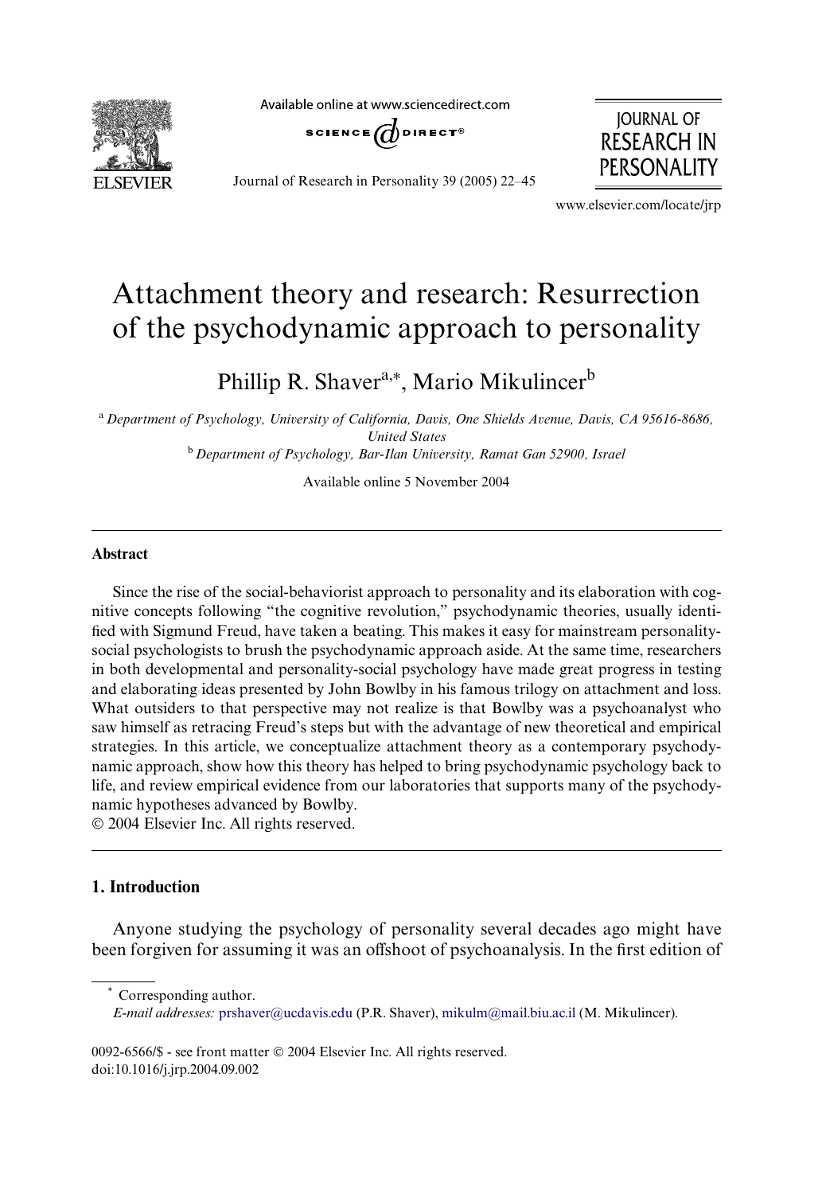# Attachment theory and research: Resurrection of the psychodynamic approach to personality

Phillip R. Shaver[a,*], Mario Mikulincer[b]

[a] *Department of Psychology, University of California, Davis, One Shields Avenue, Davis, CA 95616-8686, United States*

[b] *Department of Psychology, Bar-Ilan University, Ramat Gan 52900, Israel*

Available online 5 November 2004

---

### Abstract

Since the rise of the social-behaviorist approach to personality and its elaboration with cognitive concepts following "the cognitive revolution," psychodynamic theories, usually identified with Sigmund Freud, have taken a beating. This makes it easy for mainstream personality-social psychologists to brush the psychodynamic approach aside. At the same time, researchers in both developmental and personality-social psychology have made great progress in testing and elaborating ideas presented by John Bowlby in his famous trilogy on attachment and loss. What outsiders to that perspective may not realize is that Bowlby was a psychoanalyst who saw himself as retracing Freud's steps but with the advantage of new theoretical and empirical strategies. In this article, we conceptualize attachment theory as a contemporary psychodynamic approach, show how this theory has helped to bring psychodynamic psychology back to life, and review empirical evidence from our laboratories that supports many of the psychodynamic hypotheses advanced by Bowlby.

© 2004 Elsevier Inc. All rights reserved.

---

## 1. Introduction

Anyone studying the psychology of personality several decades ago might have been forgiven for assuming it was an offshoot of psychoanalysis. In the first edition of

---

\* Corresponding author.

*E-mail addresses:* prshaver@ucdavis.edu (P.R. Shaver), mikulm@mail.biu.ac.il (M. Mikulincer).

0092-6566/$ - see front matter © 2004 Elsevier Inc. All rights reserved.
doi:10.1016/j.jrp.2004.09.002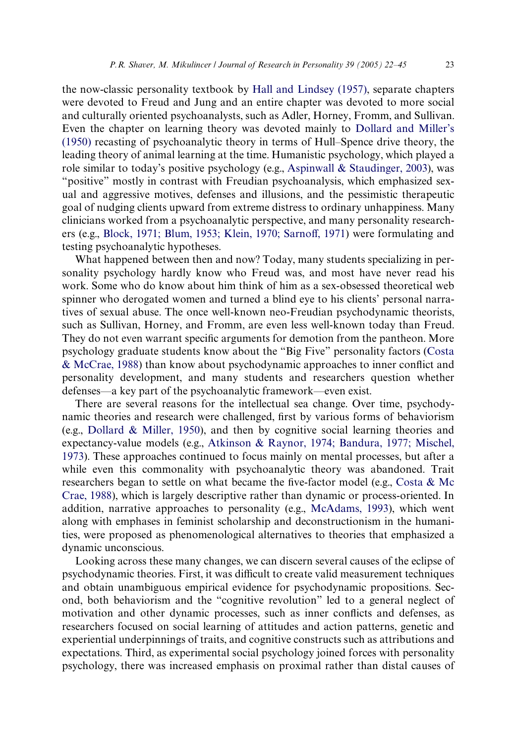the now-classic personality textbook by Hall and Lindsey (1957), separate chapters were devoted to Freud and Jung and an entire chapter was devoted to more social and culturally oriented psychoanalysts, such as Adler, Horney, Fromm, and Sullivan. Even the chapter on learning theory was devoted mainly to Dollard and Miller's (1950) recasting of psychoanalytic theory in terms of Hull–Spence drive theory, the leading theory of animal learning at the time. Humanistic psychology, which played a role similar to today's positive psychology (e.g., Aspinwall & Staudinger, 2003), was "positive" mostly in contrast with Freudian psychoanalysis, which emphasized sexual and aggressive motives, defenses and illusions, and the pessimistic therapeutic goal of nudging clients upward from extreme distress to ordinary unhappiness. Many clinicians worked from a psychoanalytic perspective, and many personality researchers (e.g., Block, 1971; Blum, 1953; Klein, 1970; Sarnoff, 1971) were formulating and testing psychoanalytic hypotheses.

What happened between then and now? Today, many students specializing in personality psychology hardly know who Freud was, and most have never read his work. Some who do know about him think of him as a sex-obsessed theoretical web spinner who derogated women and turned a blind eye to his clients' personal narratives of sexual abuse. The once well-known neo-Freudian psychodynamic theorists, such as Sullivan, Horney, and Fromm, are even less well-known today than Freud. They do not even warrant specific arguments for demotion from the pantheon. More psychology graduate students know about the "Big Five" personality factors (Costa & McCrae, 1988) than know about psychodynamic approaches to inner conflict and personality development, and many students and researchers question whether defenses—a key part of the psychoanalytic framework—even exist.

There are several reasons for the intellectual sea change. Over time, psychodynamic theories and research were challenged, first by various forms of behaviorism (e.g., Dollard & Miller, 1950), and then by cognitive social learning theories and expectancy-value models (e.g., Atkinson & Raynor, 1974; Bandura, 1977; Mischel, 1973). These approaches continued to focus mainly on mental processes, but after a while even this commonality with psychoanalytic theory was abandoned. Trait researchers began to settle on what became the five-factor model (e.g., Costa & Mc Crae, 1988), which is largely descriptive rather than dynamic or process-oriented. In addition, narrative approaches to personality (e.g., McAdams, 1993), which went along with emphases in feminist scholarship and deconstructionism in the humanities, were proposed as phenomenological alternatives to theories that emphasized a dynamic unconscious.

Looking across these many changes, we can discern several causes of the eclipse of psychodynamic theories. First, it was difficult to create valid measurement techniques and obtain unambiguous empirical evidence for psychodynamic propositions. Second, both behaviorism and the "cognitive revolution" led to a general neglect of motivation and other dynamic processes, such as inner conflicts and defenses, as researchers focused on social learning of attitudes and action patterns, genetic and experiential underpinnings of traits, and cognitive constructs such as attributions and expectations. Third, as experimental social psychology joined forces with personality psychology, there was increased emphasis on proximal rather than distal causes of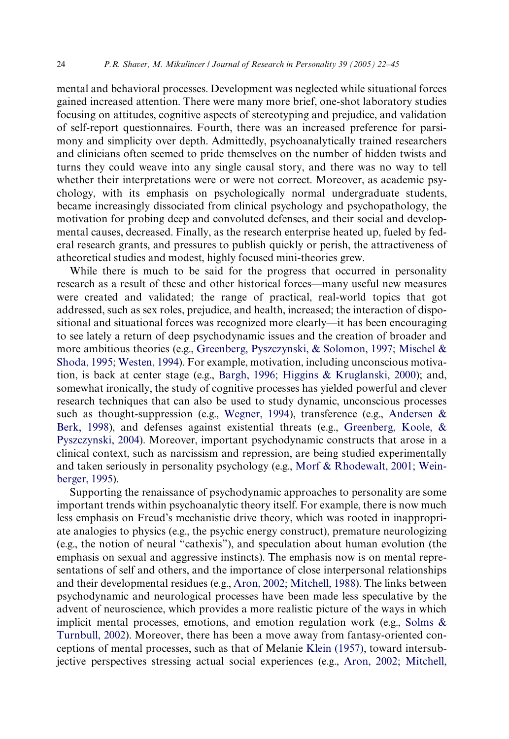mental and behavioral processes. Development was neglected while situational forces gained increased attention. There were many more brief, one-shot laboratory studies focusing on attitudes, cognitive aspects of stereotyping and prejudice, and validation of self-report questionnaires. Fourth, there was an increased preference for parsimony and simplicity over depth. Admittedly, psychoanalytically trained researchers and clinicians often seemed to pride themselves on the number of hidden twists and turns they could weave into any single causal story, and there was no way to tell whether their interpretations were or were not correct. Moreover, as academic psychology, with its emphasis on psychologically normal undergraduate students, became increasingly dissociated from clinical psychology and psychopathology, the motivation for probing deep and convoluted defenses, and their social and developmental causes, decreased. Finally, as the research enterprise heated up, fueled by federal research grants, and pressures to publish quickly or perish, the attractiveness of atheoretical studies and modest, highly focused mini-theories grew.

While there is much to be said for the progress that occurred in personality research as a result of these and other historical forces—many useful new measures were created and validated; the range of practical, real-world topics that got addressed, such as sex roles, prejudice, and health, increased; the interaction of dispositional and situational forces was recognized more clearly—it has been encouraging to see lately a return of deep psychodynamic issues and the creation of broader and more ambitious theories (e.g., Greenberg, Pyszczynski, & Solomon, 1997; Mischel & Shoda, 1995; Westen, 1994). For example, motivation, including unconscious motivation, is back at center stage (e.g., Bargh, 1996; Higgins & Kruglanski, 2000); and, somewhat ironically, the study of cognitive processes has yielded powerful and clever research techniques that can also be used to study dynamic, unconscious processes such as thought-suppression (e.g., Wegner, 1994), transference (e.g., Andersen & Berk, 1998), and defenses against existential threats (e.g., Greenberg, Koole, & Pyszczynski, 2004). Moreover, important psychodynamic constructs that arose in a clinical context, such as narcissism and repression, are being studied experimentally and taken seriously in personality psychology (e.g., Morf & Rhodewalt, 2001; Weinberger, 1995).

Supporting the renaissance of psychodynamic approaches to personality are some important trends within psychoanalytic theory itself. For example, there is now much less emphasis on Freud's mechanistic drive theory, which was rooted in inappropriate analogies to physics (e.g., the psychic energy construct), premature neurologizing (e.g., the notion of neural "cathexis"), and speculation about human evolution (the emphasis on sexual and aggressive instincts). The emphasis now is on mental representations of self and others, and the importance of close interpersonal relationships and their developmental residues (e.g., Aron, 2002; Mitchell, 1988). The links between psychodynamic and neurological processes have been made less speculative by the advent of neuroscience, which provides a more realistic picture of the ways in which implicit mental processes, emotions, and emotion regulation work (e.g., Solms & Turnbull, 2002). Moreover, there has been a move away from fantasy-oriented conceptions of mental processes, such as that of Melanie Klein (1957), toward intersubjective perspectives stressing actual social experiences (e.g., Aron, 2002; Mitchell,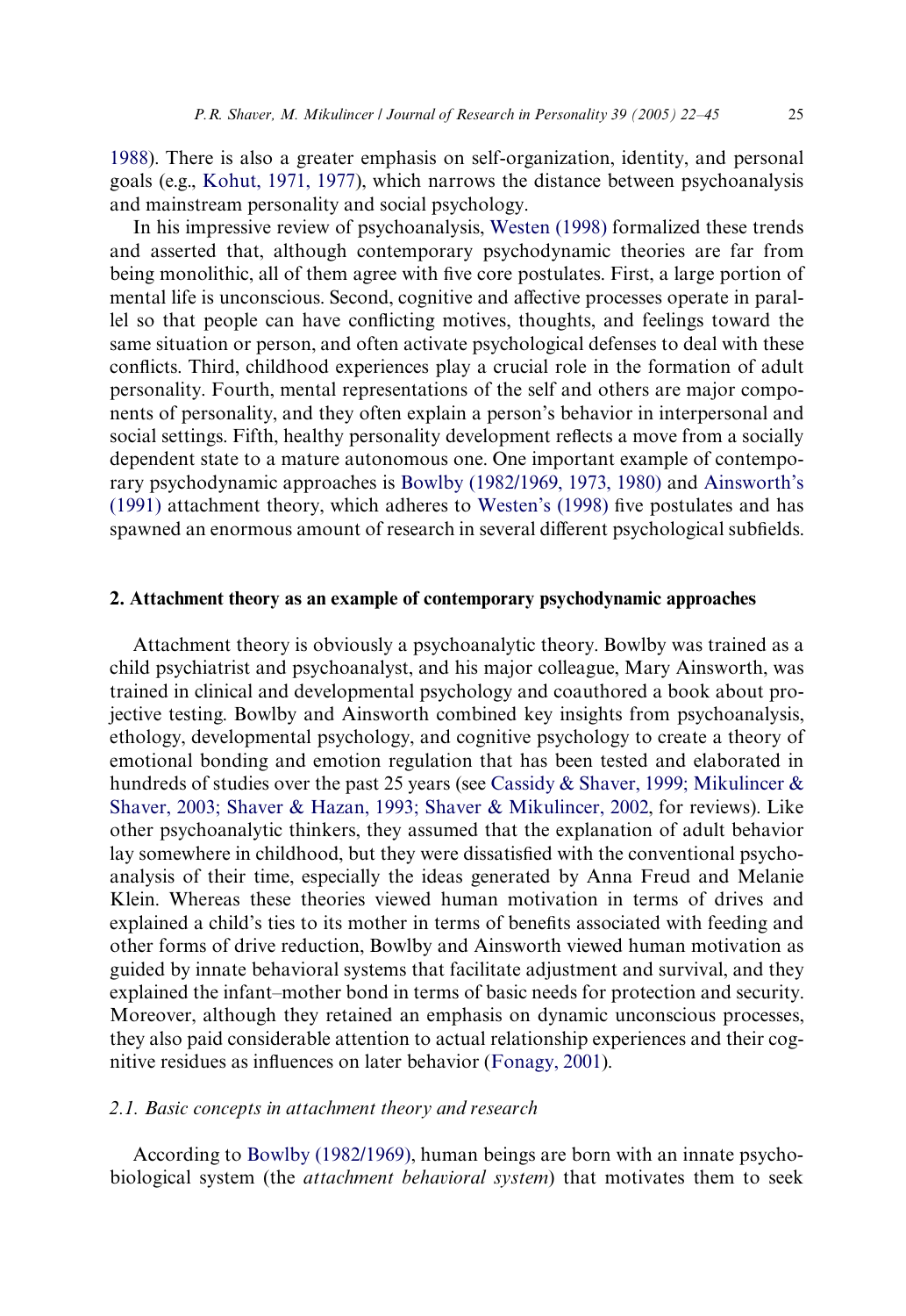1988). There is also a greater emphasis on self-organization, identity, and personal goals (e.g., Kohut, 1971, 1977), which narrows the distance between psychoanalysis and mainstream personality and social psychology.

In his impressive review of psychoanalysis, Westen (1998) formalized these trends and asserted that, although contemporary psychodynamic theories are far from being monolithic, all of them agree with five core postulates. First, a large portion of mental life is unconscious. Second, cognitive and affective processes operate in parallel so that people can have conflicting motives, thoughts, and feelings toward the same situation or person, and often activate psychological defenses to deal with these conflicts. Third, childhood experiences play a crucial role in the formation of adult personality. Fourth, mental representations of the self and others are major components of personality, and they often explain a person's behavior in interpersonal and social settings. Fifth, healthy personality development reflects a move from a socially dependent state to a mature autonomous one. One important example of contemporary psychodynamic approaches is Bowlby (1982/1969, 1973, 1980) and Ainsworth's (1991) attachment theory, which adheres to Westen's (1998) five postulates and has spawned an enormous amount of research in several different psychological subfields.

## 2. Attachment theory as an example of contemporary psychodynamic approaches

Attachment theory is obviously a psychoanalytic theory. Bowlby was trained as a child psychiatrist and psychoanalyst, and his major colleague, Mary Ainsworth, was trained in clinical and developmental psychology and coauthored a book about projective testing. Bowlby and Ainsworth combined key insights from psychoanalysis, ethology, developmental psychology, and cognitive psychology to create a theory of emotional bonding and emotion regulation that has been tested and elaborated in hundreds of studies over the past 25 years (see Cassidy & Shaver, 1999; Mikulincer & Shaver, 2003; Shaver & Hazan, 1993; Shaver & Mikulincer, 2002, for reviews). Like other psychoanalytic thinkers, they assumed that the explanation of adult behavior lay somewhere in childhood, but they were dissatisfied with the conventional psychoanalysis of their time, especially the ideas generated by Anna Freud and Melanie Klein. Whereas these theories viewed human motivation in terms of drives and explained a child's ties to its mother in terms of benefits associated with feeding and other forms of drive reduction, Bowlby and Ainsworth viewed human motivation as guided by innate behavioral systems that facilitate adjustment and survival, and they explained the infant–mother bond in terms of basic needs for protection and security. Moreover, although they retained an emphasis on dynamic unconscious processes, they also paid considerable attention to actual relationship experiences and their cognitive residues as influences on later behavior (Fonagy, 2001).

### *2.1. Basic concepts in attachment theory and research*

According to Bowlby (1982/1969), human beings are born with an innate psychobiological system (the *attachment behavioral system*) that motivates them to seek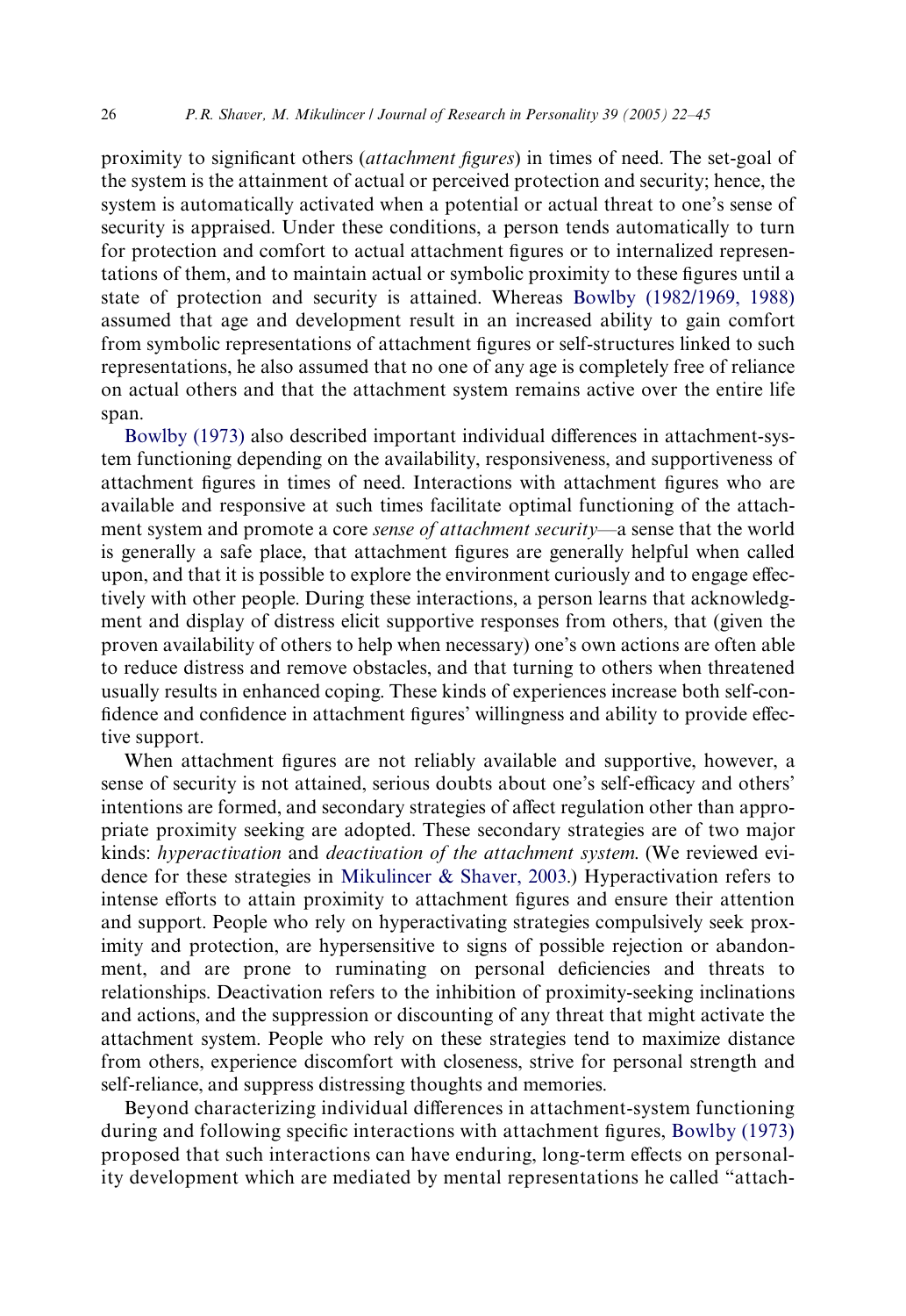proximity to significant others (*attachment figures*) in times of need. The set-goal of the system is the attainment of actual or perceived protection and security; hence, the system is automatically activated when a potential or actual threat to one's sense of security is appraised. Under these conditions, a person tends automatically to turn for protection and comfort to actual attachment figures or to internalized representations of them, and to maintain actual or symbolic proximity to these figures until a state of protection and security is attained. Whereas Bowlby (1982/1969, 1988) assumed that age and development result in an increased ability to gain comfort from symbolic representations of attachment figures or self-structures linked to such representations, he also assumed that no one of any age is completely free of reliance on actual others and that the attachment system remains active over the entire life span.

Bowlby (1973) also described important individual differences in attachment-system functioning depending on the availability, responsiveness, and supportiveness of attachment figures in times of need. Interactions with attachment figures who are available and responsive at such times facilitate optimal functioning of the attachment system and promote a core *sense of attachment security*—a sense that the world is generally a safe place, that attachment figures are generally helpful when called upon, and that it is possible to explore the environment curiously and to engage effectively with other people. During these interactions, a person learns that acknowledgment and display of distress elicit supportive responses from others, that (given the proven availability of others to help when necessary) one's own actions are often able to reduce distress and remove obstacles, and that turning to others when threatened usually results in enhanced coping. These kinds of experiences increase both self-confidence and confidence in attachment figures' willingness and ability to provide effective support.

When attachment figures are not reliably available and supportive, however, a sense of security is not attained, serious doubts about one's self-efficacy and others' intentions are formed, and secondary strategies of affect regulation other than appropriate proximity seeking are adopted. These secondary strategies are of two major kinds: *hyperactivation* and *deactivation of the attachment system*. (We reviewed evidence for these strategies in Mikulincer & Shaver, 2003.) Hyperactivation refers to intense efforts to attain proximity to attachment figures and ensure their attention and support. People who rely on hyperactivating strategies compulsively seek proximity and protection, are hypersensitive to signs of possible rejection or abandonment, and are prone to ruminating on personal deficiencies and threats to relationships. Deactivation refers to the inhibition of proximity-seeking inclinations and actions, and the suppression or discounting of any threat that might activate the attachment system. People who rely on these strategies tend to maximize distance from others, experience discomfort with closeness, strive for personal strength and self-reliance, and suppress distressing thoughts and memories.

Beyond characterizing individual differences in attachment-system functioning during and following specific interactions with attachment figures, Bowlby (1973) proposed that such interactions can have enduring, long-term effects on personality development which are mediated by mental representations he called "attach-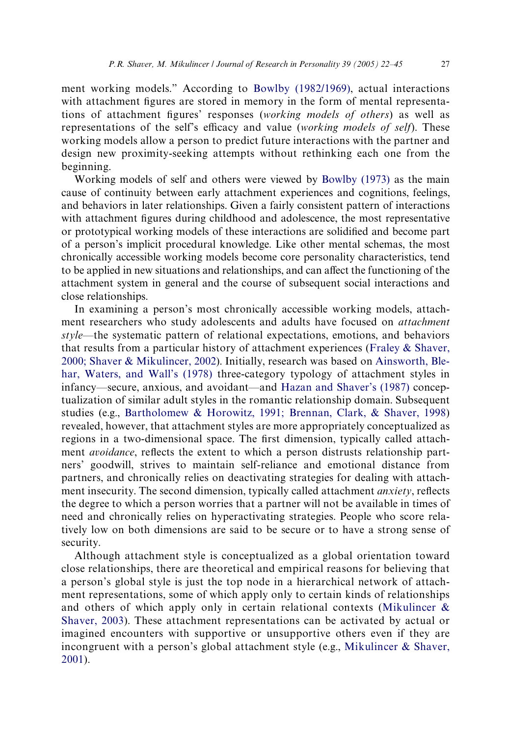ment working models." According to Bowlby (1982/1969), actual interactions with attachment figures are stored in memory in the form of mental representations of attachment figures' responses (*working models of others*) as well as representations of the self's efficacy and value (*working models of self*). These working models allow a person to predict future interactions with the partner and design new proximity-seeking attempts without rethinking each one from the beginning.

Working models of self and others were viewed by Bowlby (1973) as the main cause of continuity between early attachment experiences and cognitions, feelings, and behaviors in later relationships. Given a fairly consistent pattern of interactions with attachment figures during childhood and adolescence, the most representative or prototypical working models of these interactions are solidified and become part of a person's implicit procedural knowledge. Like other mental schemas, the most chronically accessible working models become core personality characteristics, tend to be applied in new situations and relationships, and can affect the functioning of the attachment system in general and the course of subsequent social interactions and close relationships.

In examining a person's most chronically accessible working models, attachment researchers who study adolescents and adults have focused on *attachment style*—the systematic pattern of relational expectations, emotions, and behaviors that results from a particular history of attachment experiences (Fraley & Shaver, 2000; Shaver & Mikulincer, 2002). Initially, research was based on Ainsworth, Blehar, Waters, and Wall's (1978) three-category typology of attachment styles in infancy—secure, anxious, and avoidant—and Hazan and Shaver's (1987) conceptualization of similar adult styles in the romantic relationship domain. Subsequent studies (e.g., Bartholomew & Horowitz, 1991; Brennan, Clark, & Shaver, 1998) revealed, however, that attachment styles are more appropriately conceptualized as regions in a two-dimensional space. The first dimension, typically called attachment *avoidance*, reflects the extent to which a person distrusts relationship partners' goodwill, strives to maintain self-reliance and emotional distance from partners, and chronically relies on deactivating strategies for dealing with attachment insecurity. The second dimension, typically called attachment *anxiety*, reflects the degree to which a person worries that a partner will not be available in times of need and chronically relies on hyperactivating strategies. People who score relatively low on both dimensions are said to be secure or to have a strong sense of security.

Although attachment style is conceptualized as a global orientation toward close relationships, there are theoretical and empirical reasons for believing that a person's global style is just the top node in a hierarchical network of attachment representations, some of which apply only to certain kinds of relationships and others of which apply only in certain relational contexts (Mikulincer & Shaver, 2003). These attachment representations can be activated by actual or imagined encounters with supportive or unsupportive others even if they are incongruent with a person's global attachment style (e.g., Mikulincer & Shaver, 2001).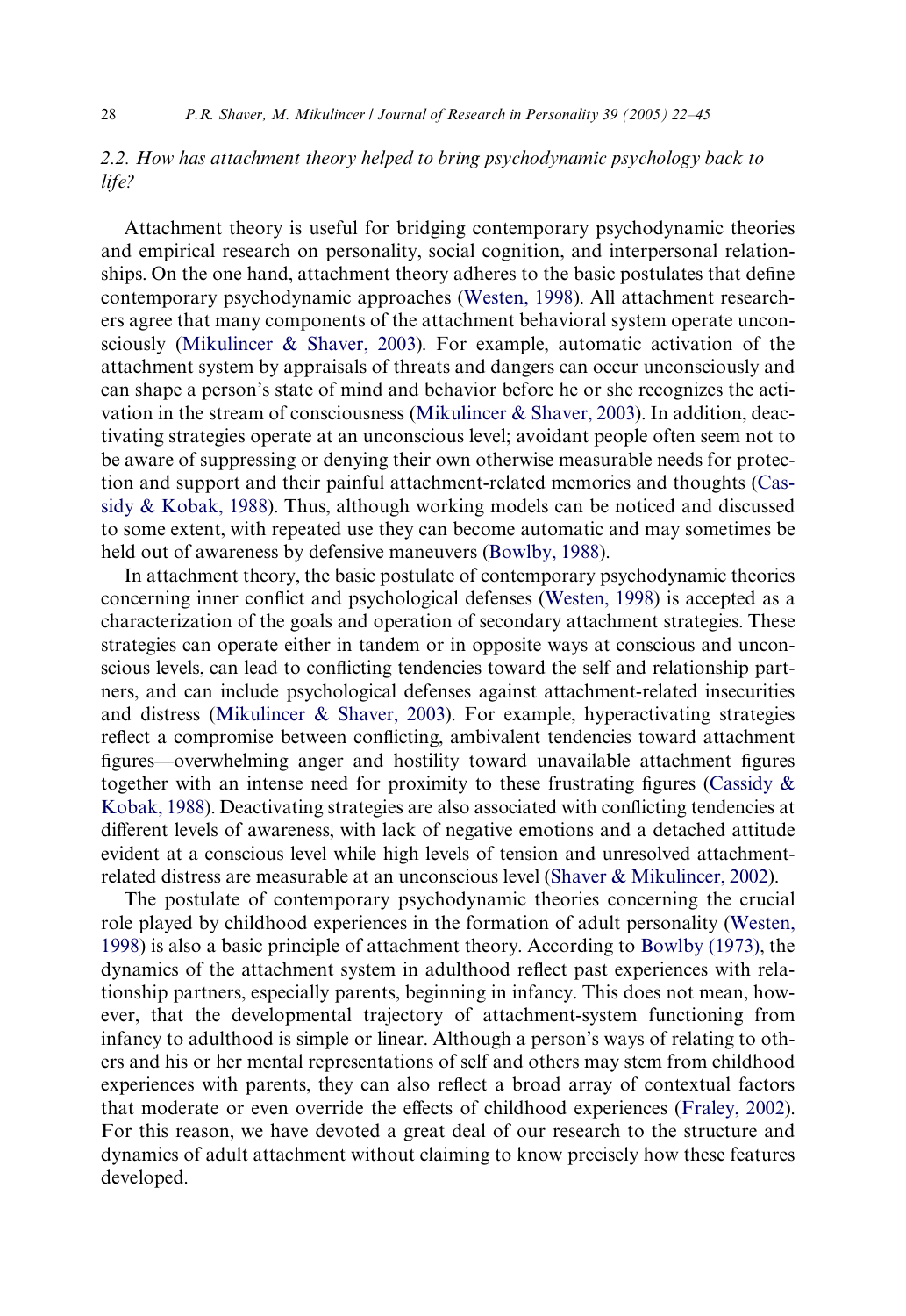### 2.2. How has attachment theory helped to bring psychodynamic psychology back to life?

Attachment theory is useful for bridging contemporary psychodynamic theories and empirical research on personality, social cognition, and interpersonal relationships. On the one hand, attachment theory adheres to the basic postulates that define contemporary psychodynamic approaches (Westen, 1998). All attachment researchers agree that many components of the attachment behavioral system operate unconsciously (Mikulincer & Shaver, 2003). For example, automatic activation of the attachment system by appraisals of threats and dangers can occur unconsciously and can shape a person's state of mind and behavior before he or she recognizes the activation in the stream of consciousness (Mikulincer & Shaver, 2003). In addition, deactivating strategies operate at an unconscious level; avoidant people often seem not to be aware of suppressing or denying their own otherwise measurable needs for protection and support and their painful attachment-related memories and thoughts (Cassidy & Kobak, 1988). Thus, although working models can be noticed and discussed to some extent, with repeated use they can become automatic and may sometimes be held out of awareness by defensive maneuvers (Bowlby, 1988).

In attachment theory, the basic postulate of contemporary psychodynamic theories concerning inner conflict and psychological defenses (Westen, 1998) is accepted as a characterization of the goals and operation of secondary attachment strategies. These strategies can operate either in tandem or in opposite ways at conscious and unconscious levels, can lead to conflicting tendencies toward the self and relationship partners, and can include psychological defenses against attachment-related insecurities and distress (Mikulincer & Shaver, 2003). For example, hyperactivating strategies reflect a compromise between conflicting, ambivalent tendencies toward attachment figures—overwhelming anger and hostility toward unavailable attachment figures together with an intense need for proximity to these frustrating figures (Cassidy & Kobak, 1988). Deactivating strategies are also associated with conflicting tendencies at different levels of awareness, with lack of negative emotions and a detached attitude evident at a conscious level while high levels of tension and unresolved attachment-related distress are measurable at an unconscious level (Shaver & Mikulincer, 2002).

The postulate of contemporary psychodynamic theories concerning the crucial role played by childhood experiences in the formation of adult personality (Westen, 1998) is also a basic principle of attachment theory. According to Bowlby (1973), the dynamics of the attachment system in adulthood reflect past experiences with relationship partners, especially parents, beginning in infancy. This does not mean, however, that the developmental trajectory of attachment-system functioning from infancy to adulthood is simple or linear. Although a person's ways of relating to others and his or her mental representations of self and others may stem from childhood experiences with parents, they can also reflect a broad array of contextual factors that moderate or even override the effects of childhood experiences (Fraley, 2002). For this reason, we have devoted a great deal of our research to the structure and dynamics of adult attachment without claiming to know precisely how these features developed.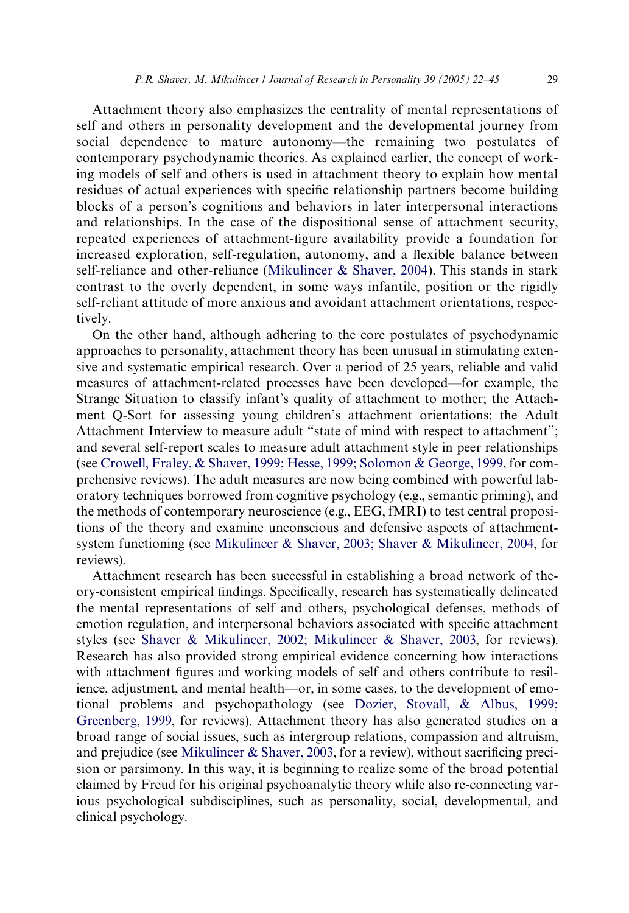Attachment theory also emphasizes the centrality of mental representations of self and others in personality development and the developmental journey from social dependence to mature autonomy—the remaining two postulates of contemporary psychodynamic theories. As explained earlier, the concept of working models of self and others is used in attachment theory to explain how mental residues of actual experiences with specific relationship partners become building blocks of a person's cognitions and behaviors in later interpersonal interactions and relationships. In the case of the dispositional sense of attachment security, repeated experiences of attachment-figure availability provide a foundation for increased exploration, self-regulation, autonomy, and a flexible balance between self-reliance and other-reliance (Mikulincer & Shaver, 2004). This stands in stark contrast to the overly dependent, in some ways infantile, position or the rigidly self-reliant attitude of more anxious and avoidant attachment orientations, respectively.

On the other hand, although adhering to the core postulates of psychodynamic approaches to personality, attachment theory has been unusual in stimulating extensive and systematic empirical research. Over a period of 25 years, reliable and valid measures of attachment-related processes have been developed—for example, the Strange Situation to classify infant's quality of attachment to mother; the Attachment Q-Sort for assessing young children's attachment orientations; the Adult Attachment Interview to measure adult "state of mind with respect to attachment"; and several self-report scales to measure adult attachment style in peer relationships (see Crowell, Fraley, & Shaver, 1999; Hesse, 1999; Solomon & George, 1999, for comprehensive reviews). The adult measures are now being combined with powerful laboratory techniques borrowed from cognitive psychology (e.g., semantic priming), and the methods of contemporary neuroscience (e.g., EEG, fMRI) to test central propositions of the theory and examine unconscious and defensive aspects of attachment-system functioning (see Mikulincer & Shaver, 2003; Shaver & Mikulincer, 2004, for reviews).

Attachment research has been successful in establishing a broad network of theory-consistent empirical findings. Specifically, research has systematically delineated the mental representations of self and others, psychological defenses, methods of emotion regulation, and interpersonal behaviors associated with specific attachment styles (see Shaver & Mikulincer, 2002; Mikulincer & Shaver, 2003, for reviews). Research has also provided strong empirical evidence concerning how interactions with attachment figures and working models of self and others contribute to resilience, adjustment, and mental health—or, in some cases, to the development of emotional problems and psychopathology (see Dozier, Stovall, & Albus, 1999; Greenberg, 1999, for reviews). Attachment theory has also generated studies on a broad range of social issues, such as intergroup relations, compassion and altruism, and prejudice (see Mikulincer & Shaver, 2003, for a review), without sacrificing precision or parsimony. In this way, it is beginning to realize some of the broad potential claimed by Freud for his original psychoanalytic theory while also re-connecting various psychological subdisciplines, such as personality, social, developmental, and clinical psychology.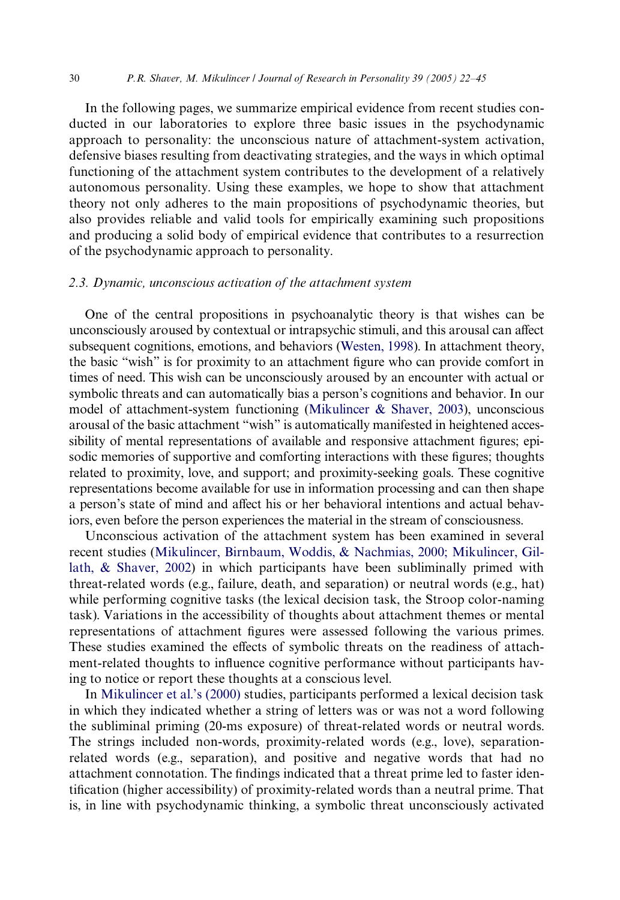In the following pages, we summarize empirical evidence from recent studies conducted in our laboratories to explore three basic issues in the psychodynamic approach to personality: the unconscious nature of attachment-system activation, defensive biases resulting from deactivating strategies, and the ways in which optimal functioning of the attachment system contributes to the development of a relatively autonomous personality. Using these examples, we hope to show that attachment theory not only adheres to the main propositions of psychodynamic theories, but also provides reliable and valid tools for empirically examining such propositions and producing a solid body of empirical evidence that contributes to a resurrection of the psychodynamic approach to personality.

### *2.3. Dynamic, unconscious activation of the attachment system*

One of the central propositions in psychoanalytic theory is that wishes can be unconsciously aroused by contextual or intrapsychic stimuli, and this arousal can affect subsequent cognitions, emotions, and behaviors (Westen, 1998). In attachment theory, the basic "wish" is for proximity to an attachment figure who can provide comfort in times of need. This wish can be unconsciously aroused by an encounter with actual or symbolic threats and can automatically bias a person's cognitions and behavior. In our model of attachment-system functioning (Mikulincer & Shaver, 2003), unconscious arousal of the basic attachment "wish" is automatically manifested in heightened accessibility of mental representations of available and responsive attachment figures; episodic memories of supportive and comforting interactions with these figures; thoughts related to proximity, love, and support; and proximity-seeking goals. These cognitive representations become available for use in information processing and can then shape a person's state of mind and affect his or her behavioral intentions and actual behaviors, even before the person experiences the material in the stream of consciousness.

Unconscious activation of the attachment system has been examined in several recent studies (Mikulincer, Birnbaum, Woddis, & Nachmias, 2000; Mikulincer, Gillath, & Shaver, 2002) in which participants have been subliminally primed with threat-related words (e.g., failure, death, and separation) or neutral words (e.g., hat) while performing cognitive tasks (the lexical decision task, the Stroop color-naming task). Variations in the accessibility of thoughts about attachment themes or mental representations of attachment figures were assessed following the various primes. These studies examined the effects of symbolic threats on the readiness of attachment-related thoughts to influence cognitive performance without participants having to notice or report these thoughts at a conscious level.

In Mikulincer et al.'s (2000) studies, participants performed a lexical decision task in which they indicated whether a string of letters was or was not a word following the subliminal priming (20-ms exposure) of threat-related words or neutral words. The strings included non-words, proximity-related words (e.g., love), separation-related words (e.g., separation), and positive and negative words that had no attachment connotation. The findings indicated that a threat prime led to faster identification (higher accessibility) of proximity-related words than a neutral prime. That is, in line with psychodynamic thinking, a symbolic threat unconsciously activated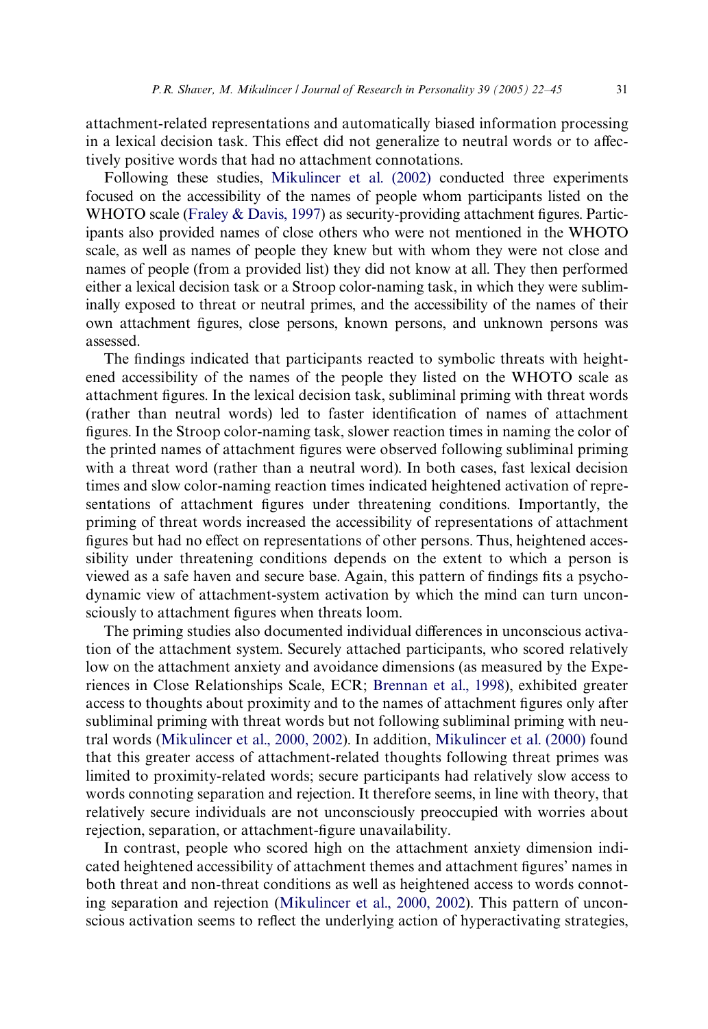attachment-related representations and automatically biased information processing in a lexical decision task. This effect did not generalize to neutral words or to affectively positive words that had no attachment connotations.

Following these studies, Mikulincer et al. (2002) conducted three experiments focused on the accessibility of the names of people whom participants listed on the WHOTO scale (Fraley & Davis, 1997) as security-providing attachment figures. Participants also provided names of close others who were not mentioned in the WHOTO scale, as well as names of people they knew but with whom they were not close and names of people (from a provided list) they did not know at all. They then performed either a lexical decision task or a Stroop color-naming task, in which they were subliminally exposed to threat or neutral primes, and the accessibility of the names of their own attachment figures, close persons, known persons, and unknown persons was assessed.

The findings indicated that participants reacted to symbolic threats with heightened accessibility of the names of the people they listed on the WHOTO scale as attachment figures. In the lexical decision task, subliminal priming with threat words (rather than neutral words) led to faster identification of names of attachment figures. In the Stroop color-naming task, slower reaction times in naming the color of the printed names of attachment figures were observed following subliminal priming with a threat word (rather than a neutral word). In both cases, fast lexical decision times and slow color-naming reaction times indicated heightened activation of representations of attachment figures under threatening conditions. Importantly, the priming of threat words increased the accessibility of representations of attachment figures but had no effect on representations of other persons. Thus, heightened accessibility under threatening conditions depends on the extent to which a person is viewed as a safe haven and secure base. Again, this pattern of findings fits a psychodynamic view of attachment-system activation by which the mind can turn unconsciously to attachment figures when threats loom.

The priming studies also documented individual differences in unconscious activation of the attachment system. Securely attached participants, who scored relatively low on the attachment anxiety and avoidance dimensions (as measured by the Experiences in Close Relationships Scale, ECR; Brennan et al., 1998), exhibited greater access to thoughts about proximity and to the names of attachment figures only after subliminal priming with threat words but not following subliminal priming with neutral words (Mikulincer et al., 2000, 2002). In addition, Mikulincer et al. (2000) found that this greater access of attachment-related thoughts following threat primes was limited to proximity-related words; secure participants had relatively slow access to words connoting separation and rejection. It therefore seems, in line with theory, that relatively secure individuals are not unconsciously preoccupied with worries about rejection, separation, or attachment-figure unavailability.

In contrast, people who scored high on the attachment anxiety dimension indicated heightened accessibility of attachment themes and attachment figures' names in both threat and non-threat conditions as well as heightened access to words connoting separation and rejection (Mikulincer et al., 2000, 2002). This pattern of unconscious activation seems to reflect the underlying action of hyperactivating strategies,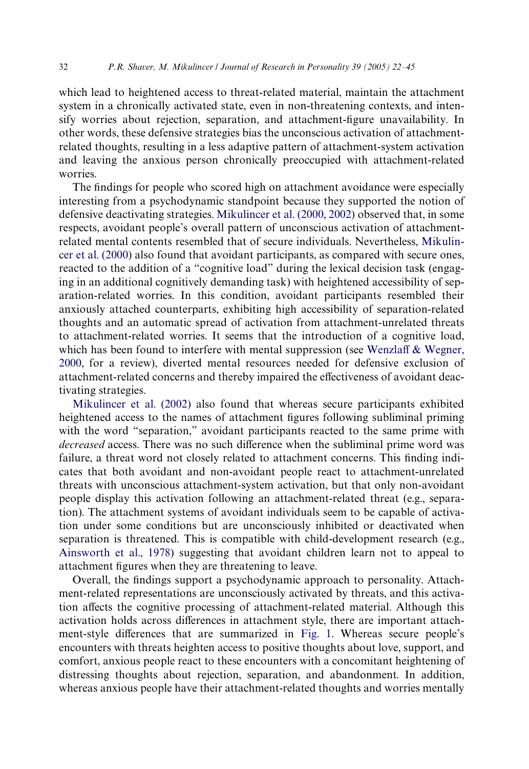which lead to heightened access to threat-related material, maintain the attachment system in a chronically activated state, even in non-threatening contexts, and intensify worries about rejection, separation, and attachment-figure unavailability. In other words, these defensive strategies bias the unconscious activation of attachment-related thoughts, resulting in a less adaptive pattern of attachment-system activation and leaving the anxious person chronically preoccupied with attachment-related worries.

The findings for people who scored high on attachment avoidance were especially interesting from a psychodynamic standpoint because they supported the notion of defensive deactivating strategies. Mikulincer et al. (2000, 2002) observed that, in some respects, avoidant people's overall pattern of unconscious activation of attachment-related mental contents resembled that of secure individuals. Nevertheless, Mikulincer et al. (2000) also found that avoidant participants, as compared with secure ones, reacted to the addition of a "cognitive load" during the lexical decision task (engaging in an additional cognitively demanding task) with heightened accessibility of separation-related worries. In this condition, avoidant participants resembled their anxiously attached counterparts, exhibiting high accessibility of separation-related thoughts and an automatic spread of activation from attachment-unrelated threats to attachment-related worries. It seems that the introduction of a cognitive load, which has been found to interfere with mental suppression (see Wenzlaff & Wegner, 2000, for a review), diverted mental resources needed for defensive exclusion of attachment-related concerns and thereby impaired the effectiveness of avoidant deactivating strategies.

Mikulincer et al. (2002) also found that whereas secure participants exhibited heightened access to the names of attachment figures following subliminal priming with the word "separation," avoidant participants reacted to the same prime with *decreased* access. There was no such difference when the subliminal prime word was failure, a threat word not closely related to attachment concerns. This finding indicates that both avoidant and non-avoidant people react to attachment-unrelated threats with unconscious attachment-system activation, but that only non-avoidant people display this activation following an attachment-related threat (e.g., separation). The attachment systems of avoidant individuals seem to be capable of activation under some conditions but are unconsciously inhibited or deactivated when separation is threatened. This is compatible with child-development research (e.g., Ainsworth et al., 1978) suggesting that avoidant children learn not to appeal to attachment figures when they are threatening to leave.

Overall, the findings support a psychodynamic approach to personality. Attachment-related representations are unconsciously activated by threats, and this activation affects the cognitive processing of attachment-related material. Although this activation holds across differences in attachment style, there are important attachment-style differences that are summarized in Fig. 1. Whereas secure people's encounters with threats heighten access to positive thoughts about love, support, and comfort, anxious people react to these encounters with a concomitant heightening of distressing thoughts about rejection, separation, and abandonment. In addition, whereas anxious people have their attachment-related thoughts and worries mentally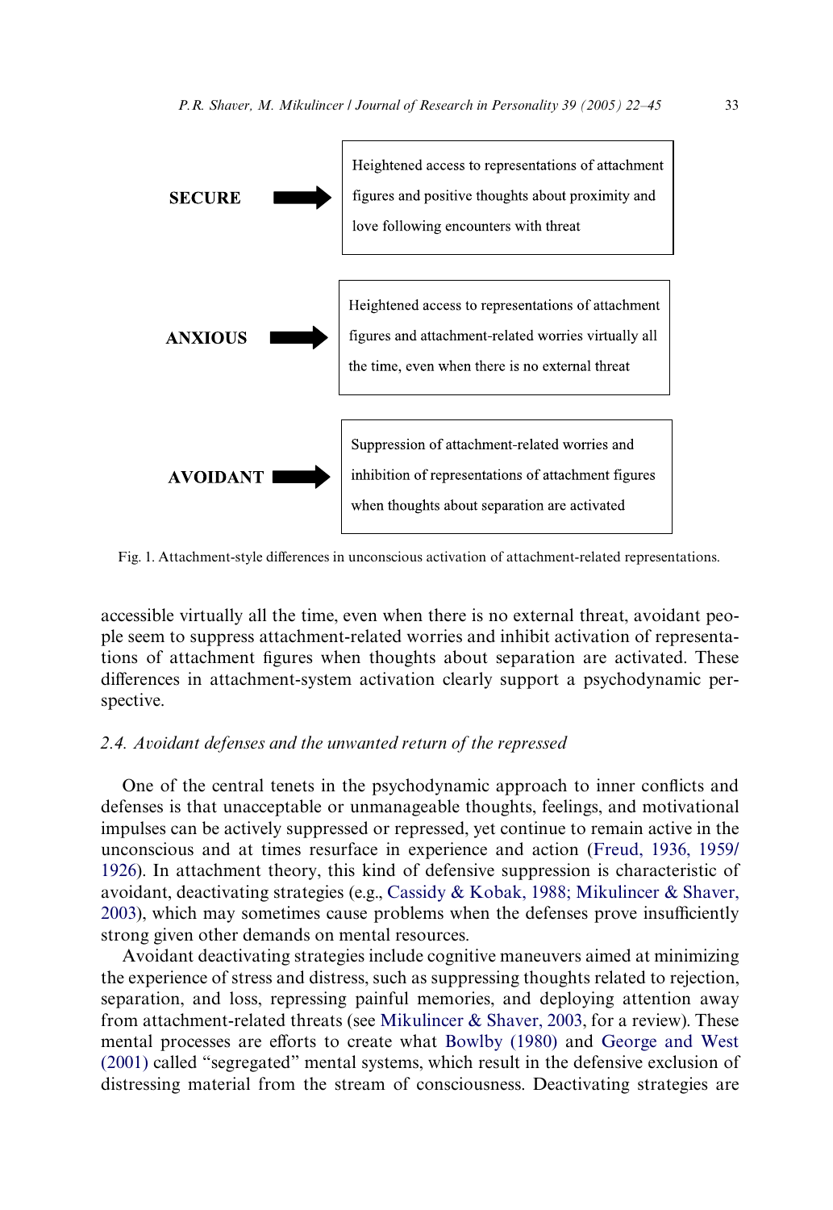**SECURE** → Heightened access to representations of attachment figures and positive thoughts about proximity and love following encounters with threat

**ANXIOUS** → Heightened access to representations of attachment figures and attachment-related worries virtually all the time, even when there is no external threat

**AVOIDANT** → Suppression of attachment-related worries and inhibition of representations of attachment figures when thoughts about separation are activated

Fig. 1. Attachment-style differences in unconscious activation of attachment-related representations.

accessible virtually all the time, even when there is no external threat, avoidant people seem to suppress attachment-related worries and inhibit activation of representations of attachment figures when thoughts about separation are activated. These differences in attachment-system activation clearly support a psychodynamic perspective.

### 2.4. *Avoidant defenses and the unwanted return of the repressed*

One of the central tenets in the psychodynamic approach to inner conflicts and defenses is that unacceptable or unmanageable thoughts, feelings, and motivational impulses can be actively suppressed or repressed, yet continue to remain active in the unconscious and at times resurface in experience and action (Freud, 1936, 1959/1926). In attachment theory, this kind of defensive suppression is characteristic of avoidant, deactivating strategies (e.g., Cassidy & Kobak, 1988; Mikulincer & Shaver, 2003), which may sometimes cause problems when the defenses prove insufficiently strong given other demands on mental resources.

Avoidant deactivating strategies include cognitive maneuvers aimed at minimizing the experience of stress and distress, such as suppressing thoughts related to rejection, separation, and loss, repressing painful memories, and deploying attention away from attachment-related threats (see Mikulincer & Shaver, 2003, for a review). These mental processes are efforts to create what Bowlby (1980) and George and West (2001) called "segregated" mental systems, which result in the defensive exclusion of distressing material from the stream of consciousness. Deactivating strategies are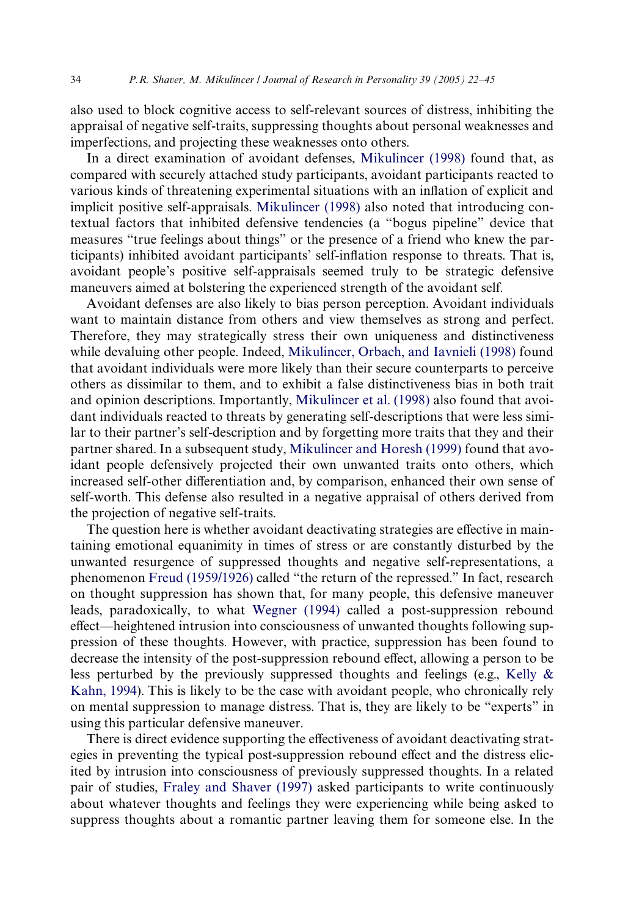also used to block cognitive access to self-relevant sources of distress, inhibiting the appraisal of negative self-traits, suppressing thoughts about personal weaknesses and imperfections, and projecting these weaknesses onto others.

In a direct examination of avoidant defenses, Mikulincer (1998) found that, as compared with securely attached study participants, avoidant participants reacted to various kinds of threatening experimental situations with an inflation of explicit and implicit positive self-appraisals. Mikulincer (1998) also noted that introducing contextual factors that inhibited defensive tendencies (a "bogus pipeline" device that measures "true feelings about things" or the presence of a friend who knew the participants) inhibited avoidant participants' self-inflation response to threats. That is, avoidant people's positive self-appraisals seemed truly to be strategic defensive maneuvers aimed at bolstering the experienced strength of the avoidant self.

Avoidant defenses are also likely to bias person perception. Avoidant individuals want to maintain distance from others and view themselves as strong and perfect. Therefore, they may strategically stress their own uniqueness and distinctiveness while devaluing other people. Indeed, Mikulincer, Orbach, and Iavnieli (1998) found that avoidant individuals were more likely than their secure counterparts to perceive others as dissimilar to them, and to exhibit a false distinctiveness bias in both trait and opinion descriptions. Importantly, Mikulincer et al. (1998) also found that avoidant individuals reacted to threats by generating self-descriptions that were less similar to their partner's self-description and by forgetting more traits that they and their partner shared. In a subsequent study, Mikulincer and Horesh (1999) found that avoidant people defensively projected their own unwanted traits onto others, which increased self-other differentiation and, by comparison, enhanced their own sense of self-worth. This defense also resulted in a negative appraisal of others derived from the projection of negative self-traits.

The question here is whether avoidant deactivating strategies are effective in maintaining emotional equanimity in times of stress or are constantly disturbed by the unwanted resurgence of suppressed thoughts and negative self-representations, a phenomenon Freud (1959/1926) called "the return of the repressed." In fact, research on thought suppression has shown that, for many people, this defensive maneuver leads, paradoxically, to what Wegner (1994) called a post-suppression rebound effect—heightened intrusion into consciousness of unwanted thoughts following suppression of these thoughts. However, with practice, suppression has been found to decrease the intensity of the post-suppression rebound effect, allowing a person to be less perturbed by the previously suppressed thoughts and feelings (e.g., Kelly & Kahn, 1994). This is likely to be the case with avoidant people, who chronically rely on mental suppression to manage distress. That is, they are likely to be "experts" in using this particular defensive maneuver.

There is direct evidence supporting the effectiveness of avoidant deactivating strategies in preventing the typical post-suppression rebound effect and the distress elicited by intrusion into consciousness of previously suppressed thoughts. In a related pair of studies, Fraley and Shaver (1997) asked participants to write continuously about whatever thoughts and feelings they were experiencing while being asked to suppress thoughts about a romantic partner leaving them for someone else. In the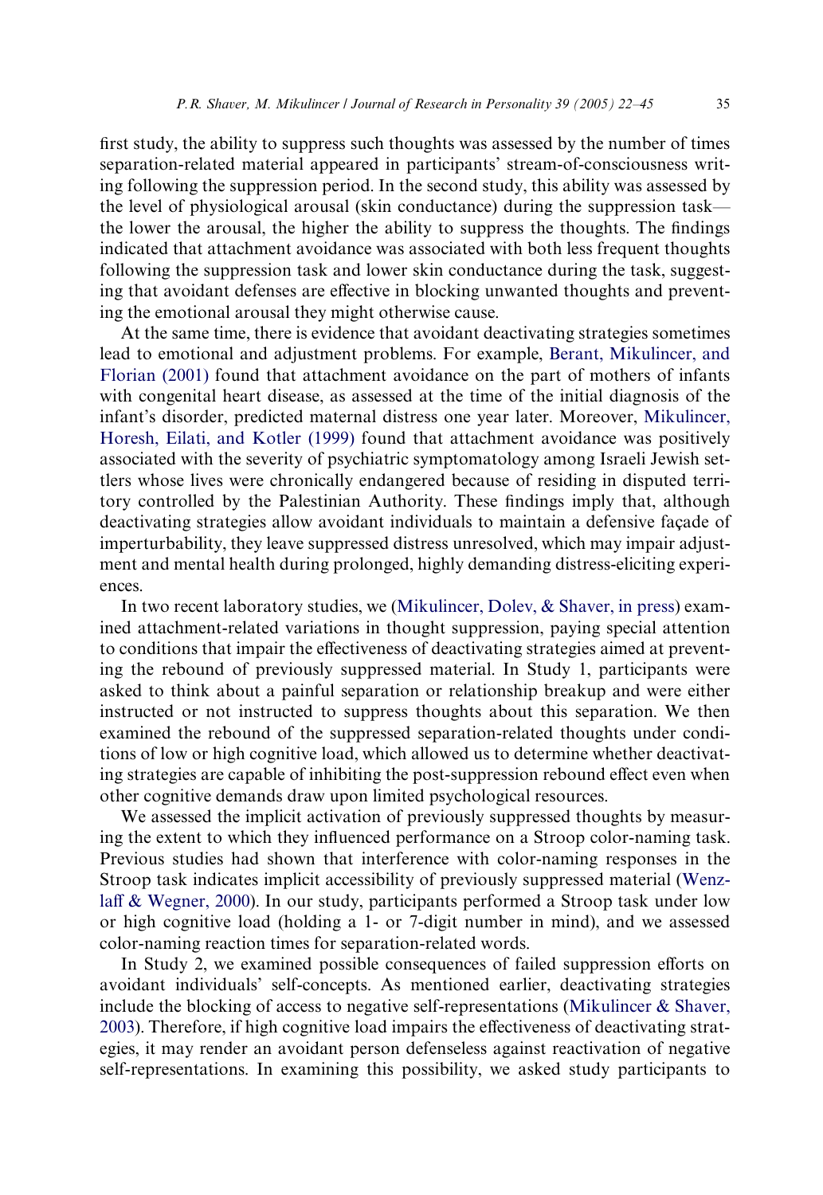first study, the ability to suppress such thoughts was assessed by the number of times separation-related material appeared in participants' stream-of-consciousness writing following the suppression period. In the second study, this ability was assessed by the level of physiological arousal (skin conductance) during the suppression task—the lower the arousal, the higher the ability to suppress the thoughts. The findings indicated that attachment avoidance was associated with both less frequent thoughts following the suppression task and lower skin conductance during the task, suggesting that avoidant defenses are effective in blocking unwanted thoughts and preventing the emotional arousal they might otherwise cause.

At the same time, there is evidence that avoidant deactivating strategies sometimes lead to emotional and adjustment problems. For example, Berant, Mikulincer, and Florian (2001) found that attachment avoidance on the part of mothers of infants with congenital heart disease, as assessed at the time of the initial diagnosis of the infant's disorder, predicted maternal distress one year later. Moreover, Mikulincer, Horesh, Eilati, and Kotler (1999) found that attachment avoidance was positively associated with the severity of psychiatric symptomatology among Israeli Jewish settlers whose lives were chronically endangered because of residing in disputed territory controlled by the Palestinian Authority. These findings imply that, although deactivating strategies allow avoidant individuals to maintain a defensive façade of imperturbability, they leave suppressed distress unresolved, which may impair adjustment and mental health during prolonged, highly demanding distress-eliciting experiences.

In two recent laboratory studies, we (Mikulincer, Dolev, & Shaver, in press) examined attachment-related variations in thought suppression, paying special attention to conditions that impair the effectiveness of deactivating strategies aimed at preventing the rebound of previously suppressed material. In Study 1, participants were asked to think about a painful separation or relationship breakup and were either instructed or not instructed to suppress thoughts about this separation. We then examined the rebound of the suppressed separation-related thoughts under conditions of low or high cognitive load, which allowed us to determine whether deactivating strategies are capable of inhibiting the post-suppression rebound effect even when other cognitive demands draw upon limited psychological resources.

We assessed the implicit activation of previously suppressed thoughts by measuring the extent to which they influenced performance on a Stroop color-naming task. Previous studies had shown that interference with color-naming responses in the Stroop task indicates implicit accessibility of previously suppressed material (Wenzlaff & Wegner, 2000). In our study, participants performed a Stroop task under low or high cognitive load (holding a 1- or 7-digit number in mind), and we assessed color-naming reaction times for separation-related words.

In Study 2, we examined possible consequences of failed suppression efforts on avoidant individuals' self-concepts. As mentioned earlier, deactivating strategies include the blocking of access to negative self-representations (Mikulincer & Shaver, 2003). Therefore, if high cognitive load impairs the effectiveness of deactivating strategies, it may render an avoidant person defenseless against reactivation of negative self-representations. In examining this possibility, we asked study participants to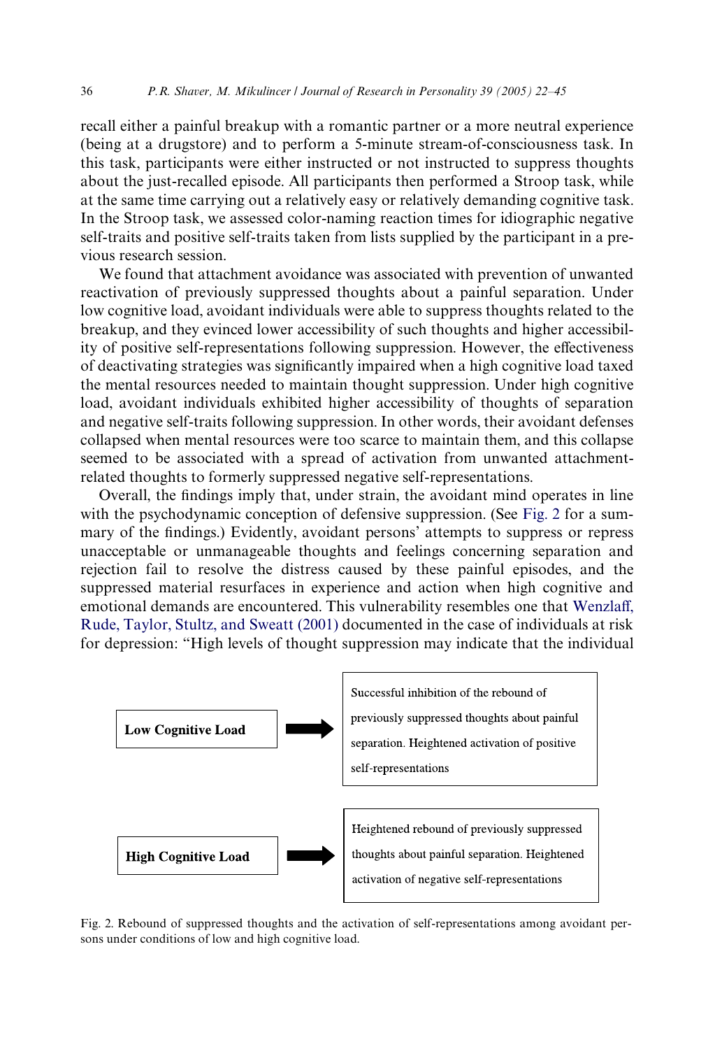recall either a painful breakup with a romantic partner or a more neutral experience (being at a drugstore) and to perform a 5-minute stream-of-consciousness task. In this task, participants were either instructed or not instructed to suppress thoughts about the just-recalled episode. All participants then performed a Stroop task, while at the same time carrying out a relatively easy or relatively demanding cognitive task. In the Stroop task, we assessed color-naming reaction times for idiographic negative self-traits and positive self-traits taken from lists supplied by the participant in a previous research session.

We found that attachment avoidance was associated with prevention of unwanted reactivation of previously suppressed thoughts about a painful separation. Under low cognitive load, avoidant individuals were able to suppress thoughts related to the breakup, and they evinced lower accessibility of such thoughts and higher accessibility of positive self-representations following suppression. However, the effectiveness of deactivating strategies was significantly impaired when a high cognitive load taxed the mental resources needed to maintain thought suppression. Under high cognitive load, avoidant individuals exhibited higher accessibility of thoughts of separation and negative self-traits following suppression. In other words, their avoidant defenses collapsed when mental resources were too scarce to maintain them, and this collapse seemed to be associated with a spread of activation from unwanted attachment-related thoughts to formerly suppressed negative self-representations.

Overall, the findings imply that, under strain, the avoidant mind operates in line with the psychodynamic conception of defensive suppression. (See Fig. 2 for a summary of the findings.) Evidently, avoidant persons' attempts to suppress or repress unacceptable or unmanageable thoughts and feelings concerning separation and rejection fail to resolve the distress caused by these painful episodes, and the suppressed material resurfaces in experience and action when high cognitive and emotional demands are encountered. This vulnerability resembles one that Wenzlaff, Rude, Taylor, Stultz, and Sweatt (2001) documented in the case of individuals at risk for depression: "High levels of thought suppression may indicate that the individual

**Low Cognitive Load**

Successful inhibition of the rebound of previously suppressed thoughts about painful separation. Heightened activation of positive self-representations

**High Cognitive Load**

Heightened rebound of previously suppressed thoughts about painful separation. Heightened activation of negative self-representations

Fig. 2. Rebound of suppressed thoughts and the activation of self-representations among avoidant persons under conditions of low and high cognitive load.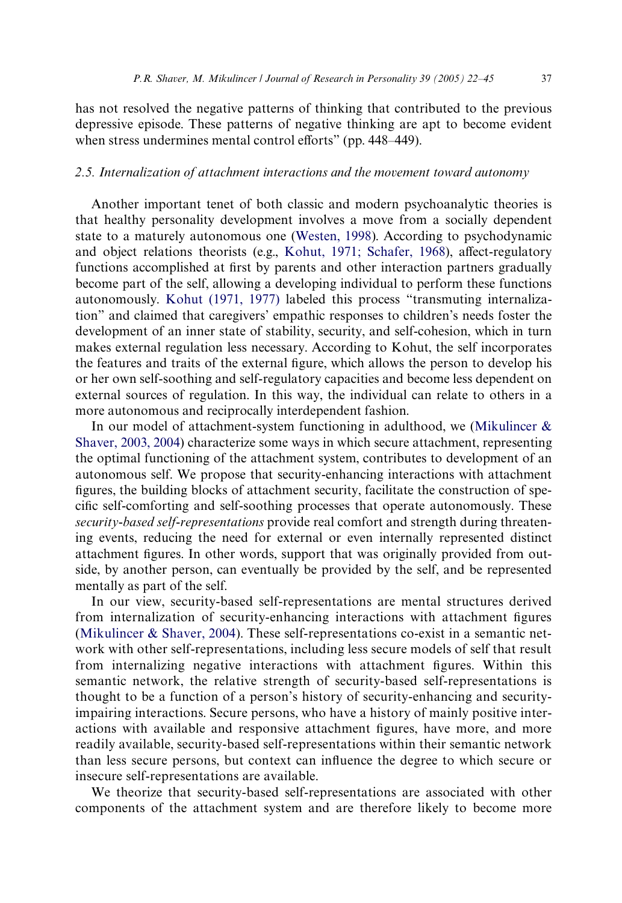has not resolved the negative patterns of thinking that contributed to the previous depressive episode. These patterns of negative thinking are apt to become evident when stress undermines mental control efforts" (pp. 448–449).

### *2.5. Internalization of attachment interactions and the movement toward autonomy*

Another important tenet of both classic and modern psychoanalytic theories is that healthy personality development involves a move from a socially dependent state to a maturely autonomous one (Westen, 1998). According to psychodynamic and object relations theorists (e.g., Kohut, 1971; Schafer, 1968), affect-regulatory functions accomplished at first by parents and other interaction partners gradually become part of the self, allowing a developing individual to perform these functions autonomously. Kohut (1971, 1977) labeled this process "transmuting internalization" and claimed that caregivers' empathic responses to children's needs foster the development of an inner state of stability, security, and self-cohesion, which in turn makes external regulation less necessary. According to Kohut, the self incorporates the features and traits of the external figure, which allows the person to develop his or her own self-soothing and self-regulatory capacities and become less dependent on external sources of regulation. In this way, the individual can relate to others in a more autonomous and reciprocally interdependent fashion.

In our model of attachment-system functioning in adulthood, we (Mikulincer & Shaver, 2003, 2004) characterize some ways in which secure attachment, representing the optimal functioning of the attachment system, contributes to development of an autonomous self. We propose that security-enhancing interactions with attachment figures, the building blocks of attachment security, facilitate the construction of specific self-comforting and self-soothing processes that operate autonomously. These *security-based self-representations* provide real comfort and strength during threatening events, reducing the need for external or even internally represented distinct attachment figures. In other words, support that was originally provided from outside, by another person, can eventually be provided by the self, and be represented mentally as part of the self.

In our view, security-based self-representations are mental structures derived from internalization of security-enhancing interactions with attachment figures (Mikulincer & Shaver, 2004). These self-representations co-exist in a semantic network with other self-representations, including less secure models of self that result from internalizing negative interactions with attachment figures. Within this semantic network, the relative strength of security-based self-representations is thought to be a function of a person's history of security-enhancing and security-impairing interactions. Secure persons, who have a history of mainly positive interactions with available and responsive attachment figures, have more, and more readily available, security-based self-representations within their semantic network than less secure persons, but context can influence the degree to which secure or insecure self-representations are available.

We theorize that security-based self-representations are associated with other components of the attachment system and are therefore likely to become more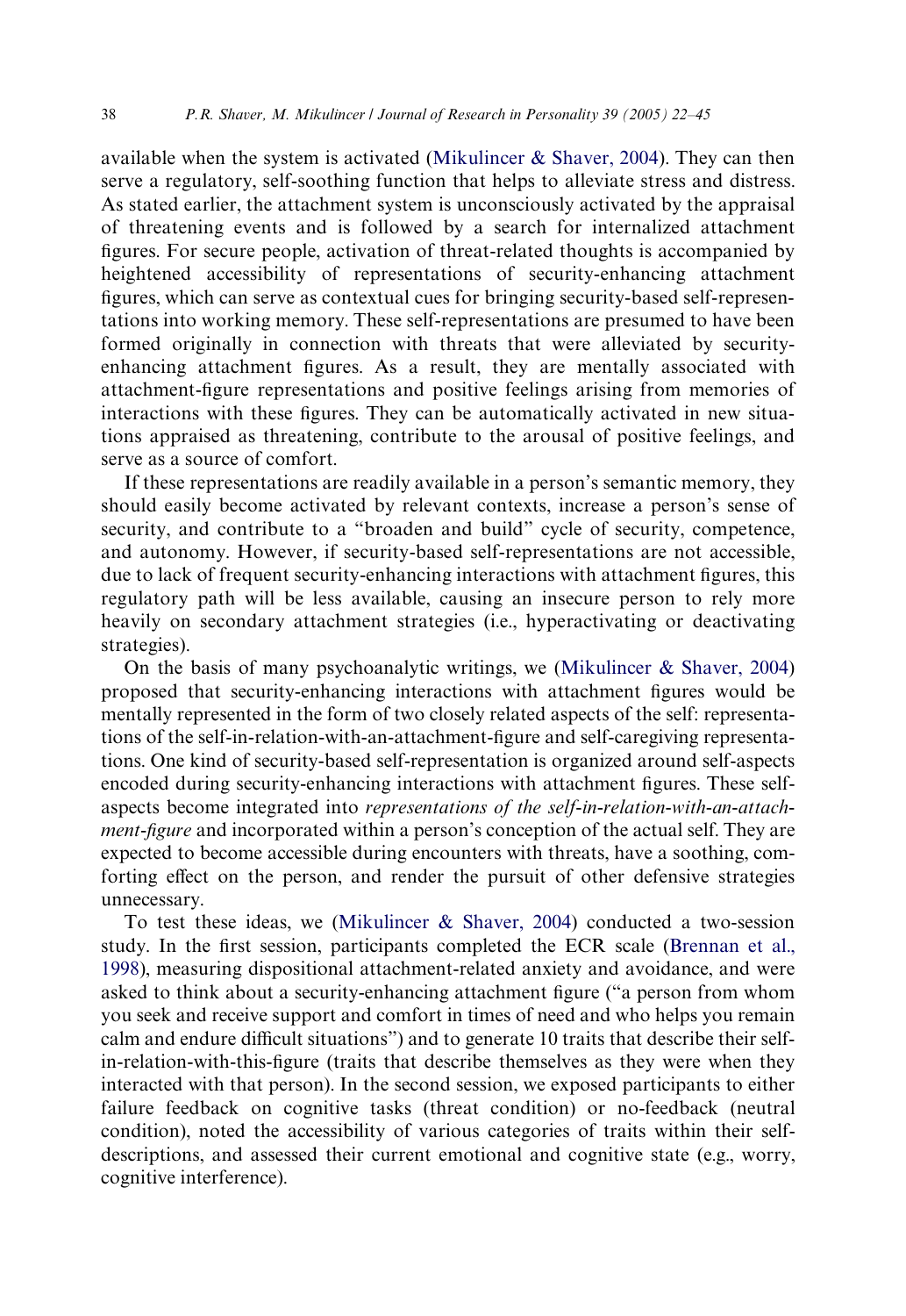available when the system is activated (Mikulincer & Shaver, 2004). They can then serve a regulatory, self-soothing function that helps to alleviate stress and distress. As stated earlier, the attachment system is unconsciously activated by the appraisal of threatening events and is followed by a search for internalized attachment figures. For secure people, activation of threat-related thoughts is accompanied by heightened accessibility of representations of security-enhancing attachment figures, which can serve as contextual cues for bringing security-based self-representations into working memory. These self-representations are presumed to have been formed originally in connection with threats that were alleviated by security-enhancing attachment figures. As a result, they are mentally associated with attachment-figure representations and positive feelings arising from memories of interactions with these figures. They can be automatically activated in new situations appraised as threatening, contribute to the arousal of positive feelings, and serve as a source of comfort.

If these representations are readily available in a person's semantic memory, they should easily become activated by relevant contexts, increase a person's sense of security, and contribute to a "broaden and build" cycle of security, competence, and autonomy. However, if security-based self-representations are not accessible, due to lack of frequent security-enhancing interactions with attachment figures, this regulatory path will be less available, causing an insecure person to rely more heavily on secondary attachment strategies (i.e., hyperactivating or deactivating strategies).

On the basis of many psychoanalytic writings, we (Mikulincer & Shaver, 2004) proposed that security-enhancing interactions with attachment figures would be mentally represented in the form of two closely related aspects of the self: representations of the self-in-relation-with-an-attachment-figure and self-caregiving representations. One kind of security-based self-representation is organized around self-aspects encoded during security-enhancing interactions with attachment figures. These self-aspects become integrated into *representations of the self-in-relation-with-an-attachment-figure* and incorporated within a person's conception of the actual self. They are expected to become accessible during encounters with threats, have a soothing, comforting effect on the person, and render the pursuit of other defensive strategies unnecessary.

To test these ideas, we (Mikulincer & Shaver, 2004) conducted a two-session study. In the first session, participants completed the ECR scale (Brennan et al., 1998), measuring dispositional attachment-related anxiety and avoidance, and were asked to think about a security-enhancing attachment figure ("a person from whom you seek and receive support and comfort in times of need and who helps you remain calm and endure difficult situations") and to generate 10 traits that describe their self-in-relation-with-this-figure (traits that describe themselves as they were when they interacted with that person). In the second session, we exposed participants to either failure feedback on cognitive tasks (threat condition) or no-feedback (neutral condition), noted the accessibility of various categories of traits within their self-descriptions, and assessed their current emotional and cognitive state (e.g., worry, cognitive interference).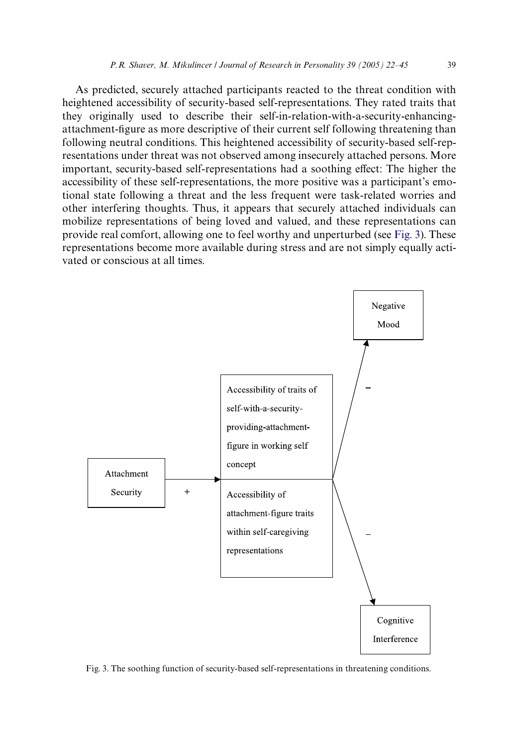As predicted, securely attached participants reacted to the threat condition with heightened accessibility of security-based self-representations. They rated traits that they originally used to describe their self-in-relation-with-a-security-enhancing-attachment-figure as more descriptive of their current self following threatening than following neutral conditions. This heightened accessibility of security-based self-representations under threat was not observed among insecurely attached persons. More important, security-based self-representations had a soothing effect: The higher the accessibility of these self-representations, the more positive was a participant's emotional state following a threat and the less frequent were task-related worries and other interfering thoughts. Thus, it appears that securely attached individuals can mobilize representations of being loved and valued, and these representations can provide real comfort, allowing one to feel worthy and unperturbed (see Fig. 3). These representations become more available during stress and are not simply equally activated or conscious at all times.

Fig. 3. The soothing function of security-based self-representations in threatening conditions.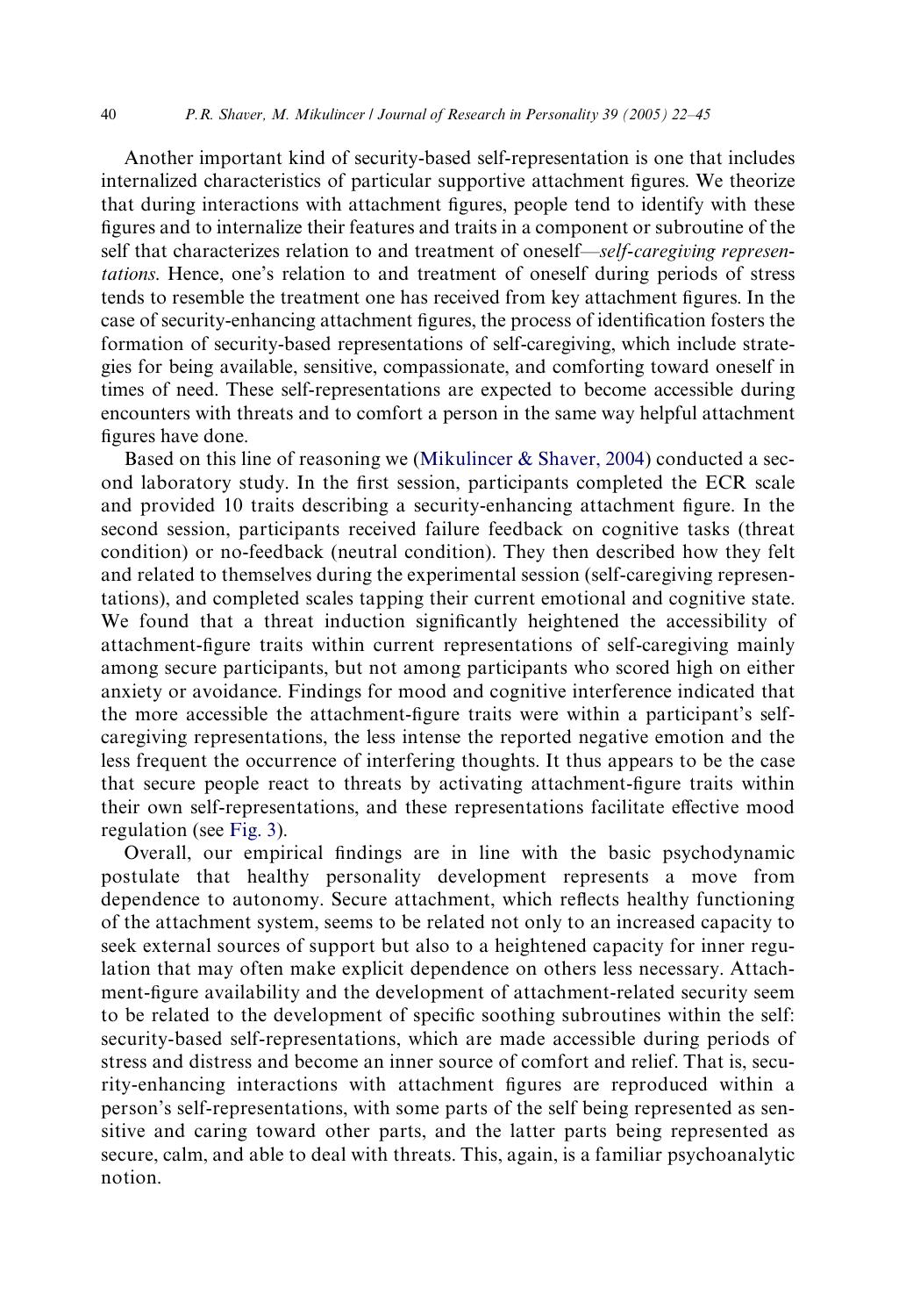Another important kind of security-based self-representation is one that includes internalized characteristics of particular supportive attachment figures. We theorize that during interactions with attachment figures, people tend to identify with these figures and to internalize their features and traits in a component or subroutine of the self that characterizes relation to and treatment of oneself—*self-caregiving representations*. Hence, one's relation to and treatment of oneself during periods of stress tends to resemble the treatment one has received from key attachment figures. In the case of security-enhancing attachment figures, the process of identification fosters the formation of security-based representations of self-caregiving, which include strategies for being available, sensitive, compassionate, and comforting toward oneself in times of need. These self-representations are expected to become accessible during encounters with threats and to comfort a person in the same way helpful attachment figures have done.

Based on this line of reasoning we (Mikulincer & Shaver, 2004) conducted a second laboratory study. In the first session, participants completed the ECR scale and provided 10 traits describing a security-enhancing attachment figure. In the second session, participants received failure feedback on cognitive tasks (threat condition) or no-feedback (neutral condition). They then described how they felt and related to themselves during the experimental session (self-caregiving representations), and completed scales tapping their current emotional and cognitive state. We found that a threat induction significantly heightened the accessibility of attachment-figure traits within current representations of self-caregiving mainly among secure participants, but not among participants who scored high on either anxiety or avoidance. Findings for mood and cognitive interference indicated that the more accessible the attachment-figure traits were within a participant's self-caregiving representations, the less intense the reported negative emotion and the less frequent the occurrence of interfering thoughts. It thus appears to be the case that secure people react to threats by activating attachment-figure traits within their own self-representations, and these representations facilitate effective mood regulation (see Fig. 3).

Overall, our empirical findings are in line with the basic psychodynamic postulate that healthy personality development represents a move from dependence to autonomy. Secure attachment, which reflects healthy functioning of the attachment system, seems to be related not only to an increased capacity to seek external sources of support but also to a heightened capacity for inner regulation that may often make explicit dependence on others less necessary. Attachment-figure availability and the development of attachment-related security seem to be related to the development of specific soothing subroutines within the self: security-based self-representations, which are made accessible during periods of stress and distress and become an inner source of comfort and relief. That is, security-enhancing interactions with attachment figures are reproduced within a person's self-representations, with some parts of the self being represented as sensitive and caring toward other parts, and the latter parts being represented as secure, calm, and able to deal with threats. This, again, is a familiar psychoanalytic notion.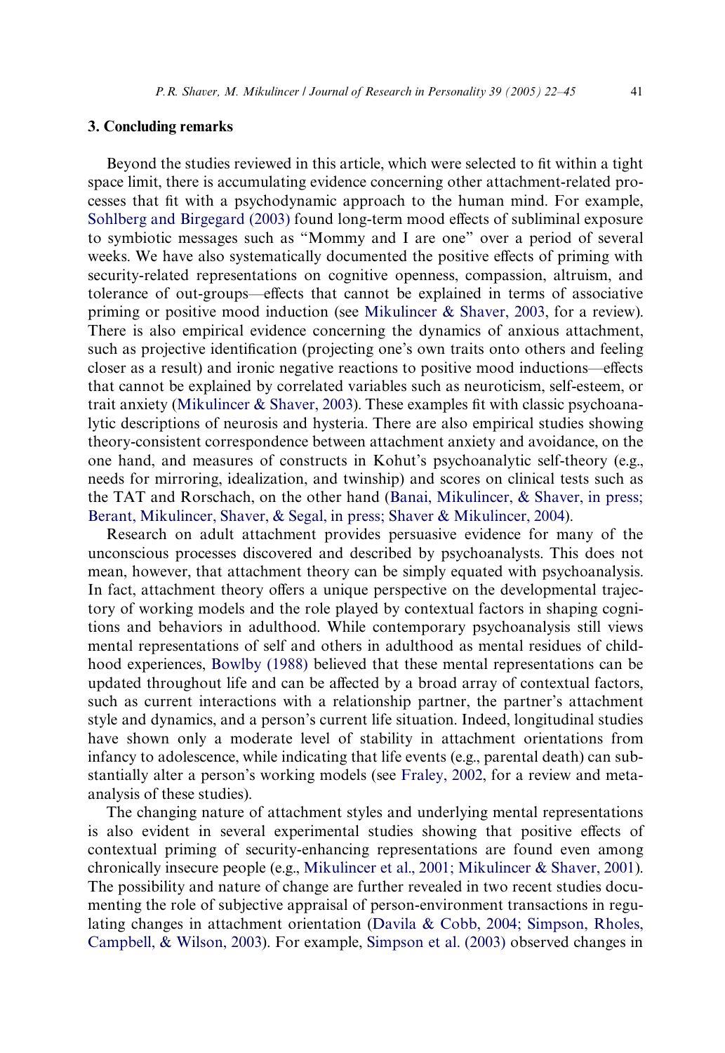## 3. Concluding remarks

Beyond the studies reviewed in this article, which were selected to fit within a tight space limit, there is accumulating evidence concerning other attachment-related processes that fit with a psychodynamic approach to the human mind. For example, Sohlberg and Birgegard (2003) found long-term mood effects of subliminal exposure to symbiotic messages such as "Mommy and I are one" over a period of several weeks. We have also systematically documented the positive effects of priming with security-related representations on cognitive openness, compassion, altruism, and tolerance of out-groups—effects that cannot be explained in terms of associative priming or positive mood induction (see Mikulincer & Shaver, 2003, for a review). There is also empirical evidence concerning the dynamics of anxious attachment, such as projective identification (projecting one's own traits onto others and feeling closer as a result) and ironic negative reactions to positive mood inductions—effects that cannot be explained by correlated variables such as neuroticism, self-esteem, or trait anxiety (Mikulincer & Shaver, 2003). These examples fit with classic psychoanalytic descriptions of neurosis and hysteria. There are also empirical studies showing theory-consistent correspondence between attachment anxiety and avoidance, on the one hand, and measures of constructs in Kohut's psychoanalytic self-theory (e.g., needs for mirroring, idealization, and twinship) and scores on clinical tests such as the TAT and Rorschach, on the other hand (Banai, Mikulincer, & Shaver, in press; Berant, Mikulincer, Shaver, & Segal, in press; Shaver & Mikulincer, 2004).

Research on adult attachment provides persuasive evidence for many of the unconscious processes discovered and described by psychoanalysts. This does not mean, however, that attachment theory can be simply equated with psychoanalysis. In fact, attachment theory offers a unique perspective on the developmental trajectory of working models and the role played by contextual factors in shaping cognitions and behaviors in adulthood. While contemporary psychoanalysis still views mental representations of self and others in adulthood as mental residues of childhood experiences, Bowlby (1988) believed that these mental representations can be updated throughout life and can be affected by a broad array of contextual factors, such as current interactions with a relationship partner, the partner's attachment style and dynamics, and a person's current life situation. Indeed, longitudinal studies have shown only a moderate level of stability in attachment orientations from infancy to adolescence, while indicating that life events (e.g., parental death) can substantially alter a person's working models (see Fraley, 2002, for a review and meta-analysis of these studies).

The changing nature of attachment styles and underlying mental representations is also evident in several experimental studies showing that positive effects of contextual priming of security-enhancing representations are found even among chronically insecure people (e.g., Mikulincer et al., 2001; Mikulincer & Shaver, 2001). The possibility and nature of change are further revealed in two recent studies documenting the role of subjective appraisal of person-environment transactions in regulating changes in attachment orientation (Davila & Cobb, 2004; Simpson, Rholes, Campbell, & Wilson, 2003). For example, Simpson et al. (2003) observed changes in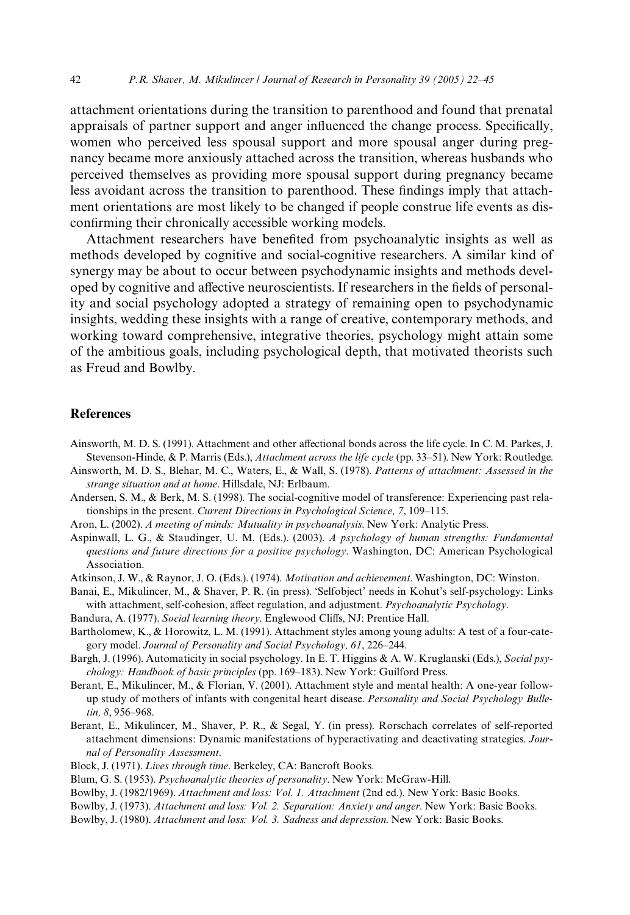attachment orientations during the transition to parenthood and found that prenatal appraisals of partner support and anger influenced the change process. Specifically, women who perceived less spousal support and more spousal anger during pregnancy became more anxiously attached across the transition, whereas husbands who perceived themselves as providing more spousal support during pregnancy became less avoidant across the transition to parenthood. These findings imply that attachment orientations are most likely to be changed if people construe life events as disconfirming their chronically accessible working models.

Attachment researchers have benefited from psychoanalytic insights as well as methods developed by cognitive and social-cognitive researchers. A similar kind of synergy may be about to occur between psychodynamic insights and methods developed by cognitive and affective neuroscientists. If researchers in the fields of personality and social psychology adopted a strategy of remaining open to psychodynamic insights, wedding these insights with a range of creative, contemporary methods, and working toward comprehensive, integrative theories, psychology might attain some of the ambitious goals, including psychological depth, that motivated theorists such as Freud and Bowlby.

## References

Ainsworth, M. D. S. (1991). Attachment and other affectional bonds across the life cycle. In C. M. Parkes, J. Stevenson-Hinde, & P. Marris (Eds.), *Attachment across the life cycle* (pp. 33–51). New York: Routledge.

Ainsworth, M. D. S., Blehar, M. C., Waters, E., & Wall, S. (1978). *Patterns of attachment: Assessed in the strange situation and at home*. Hillsdale, NJ: Erlbaum.

Andersen, S. M., & Berk, M. S. (1998). The social-cognitive model of transference: Experiencing past relationships in the present. *Current Directions in Psychological Science, 7*, 109–115.

Aron, L. (2002). *A meeting of minds: Mutuality in psychoanalysis*. New York: Analytic Press.

Aspinwall, L. G., & Staudinger, U. M. (Eds.). (2003). *A psychology of human strengths: Fundamental questions and future directions for a positive psychology*. Washington, DC: American Psychological Association.

Atkinson, J. W., & Raynor, J. O. (Eds.). (1974). *Motivation and achievement*. Washington, DC: Winston.

Banai, E., Mikulincer, M., & Shaver, P. R. (in press). 'Selfobject' needs in Kohut's self-psychology: Links with attachment, self-cohesion, affect regulation, and adjustment. *Psychoanalytic Psychology*.

Bandura, A. (1977). *Social learning theory*. Englewood Cliffs, NJ: Prentice Hall.

Bartholomew, K., & Horowitz, L. M. (1991). Attachment styles among young adults: A test of a four-category model. *Journal of Personality and Social Psychology, 61*, 226–244.

Bargh, J. (1996). Automaticity in social psychology. In E. T. Higgins & A. W. Kruglanski (Eds.), *Social psychology: Handbook of basic principles* (pp. 169–183). New York: Guilford Press.

Berant, E., Mikulincer, M., & Florian, V. (2001). Attachment style and mental health: A one-year follow-up study of mothers of infants with congenital heart disease. *Personality and Social Psychology Bulletin, 8*, 956–968.

Berant, E., Mikulincer, M., Shaver, P. R., & Segal, Y. (in press). Rorschach correlates of self-reported attachment dimensions: Dynamic manifestations of hyperactivating and deactivating strategies. *Journal of Personality Assessment*.

Block, J. (1971). *Lives through time*. Berkeley, CA: Bancroft Books.

Blum, G. S. (1953). *Psychoanalytic theories of personality*. New York: McGraw-Hill.

Bowlby, J. (1982/1969). *Attachment and loss: Vol. 1. Attachment* (2nd ed.). New York: Basic Books.

Bowlby, J. (1973). *Attachment and loss: Vol. 2. Separation: Anxiety and anger*. New York: Basic Books.

Bowlby, J. (1980). *Attachment and loss: Vol. 3. Sadness and depression*. New York: Basic Books.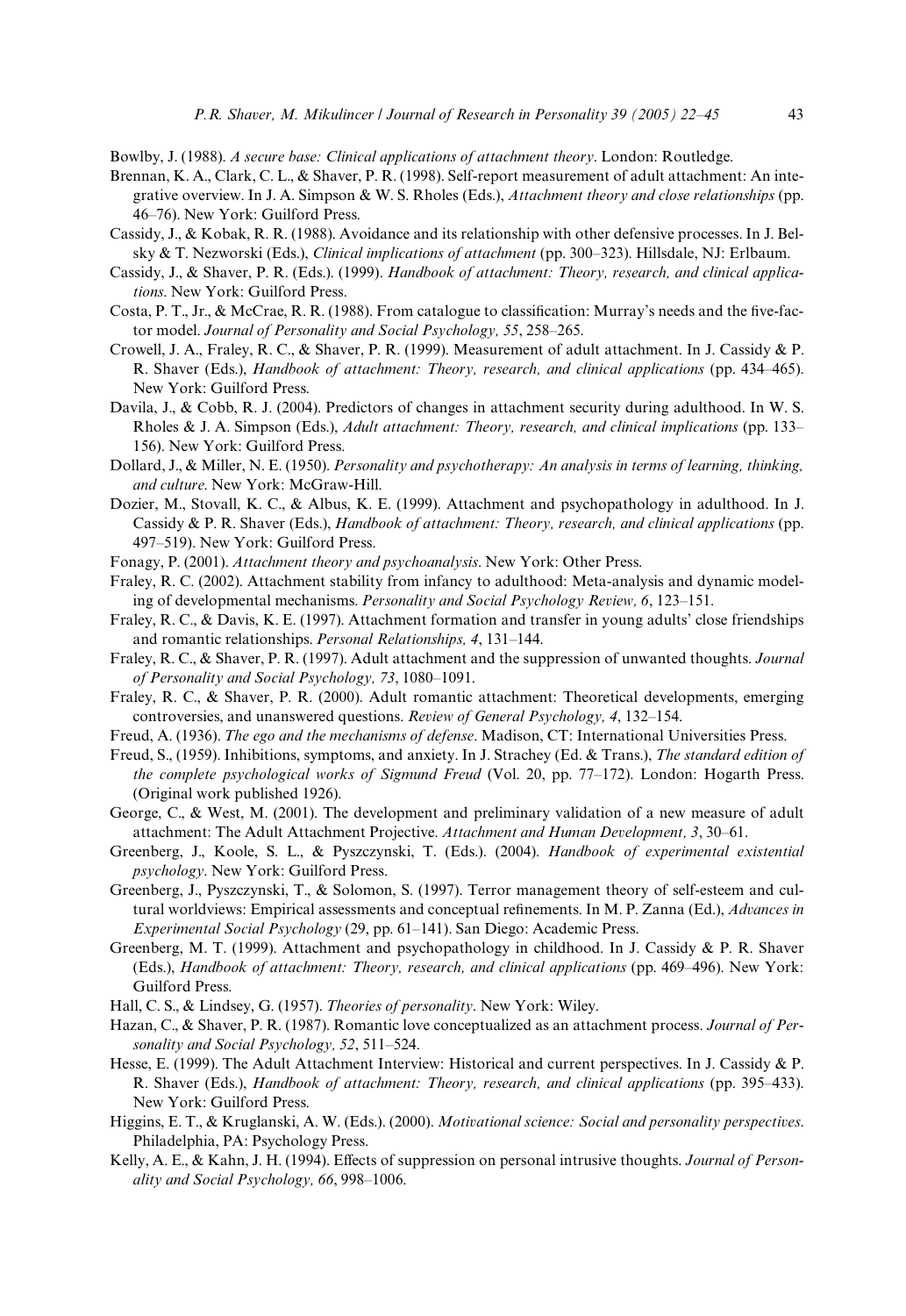Bowlby, J. (1988). *A secure base: Clinical applications of attachment theory*. London: Routledge.

Brennan, K. A., Clark, C. L., & Shaver, P. R. (1998). Self-report measurement of adult attachment: An integrative overview. In J. A. Simpson & W. S. Rholes (Eds.), *Attachment theory and close relationships* (pp. 46–76). New York: Guilford Press.

Cassidy, J., & Kobak, R. R. (1988). Avoidance and its relationship with other defensive processes. In J. Belsky & T. Nezworski (Eds.), *Clinical implications of attachment* (pp. 300–323). Hillsdale, NJ: Erlbaum.

Cassidy, J., & Shaver, P. R. (Eds.). (1999). *Handbook of attachment: Theory, research, and clinical applications*. New York: Guilford Press.

Costa, P. T., Jr., & McCrae, R. R. (1988). From catalogue to classification: Murray's needs and the five-factor model. *Journal of Personality and Social Psychology, 55*, 258–265.

Crowell, J. A., Fraley, R. C., & Shaver, P. R. (1999). Measurement of adult attachment. In J. Cassidy & P. R. Shaver (Eds.), *Handbook of attachment: Theory, research, and clinical applications* (pp. 434–465). New York: Guilford Press.

Davila, J., & Cobb, R. J. (2004). Predictors of changes in attachment security during adulthood. In W. S. Rholes & J. A. Simpson (Eds.), *Adult attachment: Theory, research, and clinical implications* (pp. 133–156). New York: Guilford Press.

Dollard, J., & Miller, N. E. (1950). *Personality and psychotherapy: An analysis in terms of learning, thinking, and culture*. New York: McGraw-Hill.

Dozier, M., Stovall, K. C., & Albus, K. E. (1999). Attachment and psychopathology in adulthood. In J. Cassidy & P. R. Shaver (Eds.), *Handbook of attachment: Theory, research, and clinical applications* (pp. 497–519). New York: Guilford Press.

Fonagy, P. (2001). *Attachment theory and psychoanalysis*. New York: Other Press.

Fraley, R. C. (2002). Attachment stability from infancy to adulthood: Meta-analysis and dynamic modeling of developmental mechanisms. *Personality and Social Psychology Review, 6*, 123–151.

Fraley, R. C., & Davis, K. E. (1997). Attachment formation and transfer in young adults' close friendships and romantic relationships. *Personal Relationships, 4*, 131–144.

Fraley, R. C., & Shaver, P. R. (1997). Adult attachment and the suppression of unwanted thoughts. *Journal of Personality and Social Psychology, 73*, 1080–1091.

Fraley, R. C., & Shaver, P. R. (2000). Adult romantic attachment: Theoretical developments, emerging controversies, and unanswered questions. *Review of General Psychology, 4*, 132–154.

Freud, A. (1936). *The ego and the mechanisms of defense*. Madison, CT: International Universities Press.

Freud, S., (1959). Inhibitions, symptoms, and anxiety. In J. Strachey (Ed. & Trans.), *The standard edition of the complete psychological works of Sigmund Freud* (Vol. 20, pp. 77–172). London: Hogarth Press. (Original work published 1926).

George, C., & West, M. (2001). The development and preliminary validation of a new measure of adult attachment: The Adult Attachment Projective. *Attachment and Human Development, 3*, 30–61.

Greenberg, J., Koole, S. L., & Pyszczynski, T. (Eds.). (2004). *Handbook of experimental existential psychology*. New York: Guilford Press.

Greenberg, J., Pyszczynski, T., & Solomon, S. (1997). Terror management theory of self-esteem and cultural worldviews: Empirical assessments and conceptual refinements. In M. P. Zanna (Ed.), *Advances in Experimental Social Psychology* (29, pp. 61–141). San Diego: Academic Press.

Greenberg, M. T. (1999). Attachment and psychopathology in childhood. In J. Cassidy & P. R. Shaver (Eds.), *Handbook of attachment: Theory, research, and clinical applications* (pp. 469–496). New York: Guilford Press.

Hall, C. S., & Lindsey, G. (1957). *Theories of personality*. New York: Wiley.

Hazan, C., & Shaver, P. R. (1987). Romantic love conceptualized as an attachment process. *Journal of Personality and Social Psychology, 52*, 511–524.

Hesse, E. (1999). The Adult Attachment Interview: Historical and current perspectives. In J. Cassidy & P. R. Shaver (Eds.), *Handbook of attachment: Theory, research, and clinical applications* (pp. 395–433). New York: Guilford Press.

Higgins, E. T., & Kruglanski, A. W. (Eds.). (2000). *Motivational science: Social and personality perspectives*. Philadelphia, PA: Psychology Press.

Kelly, A. E., & Kahn, J. H. (1994). Effects of suppression on personal intrusive thoughts. *Journal of Personality and Social Psychology, 66*, 998–1006.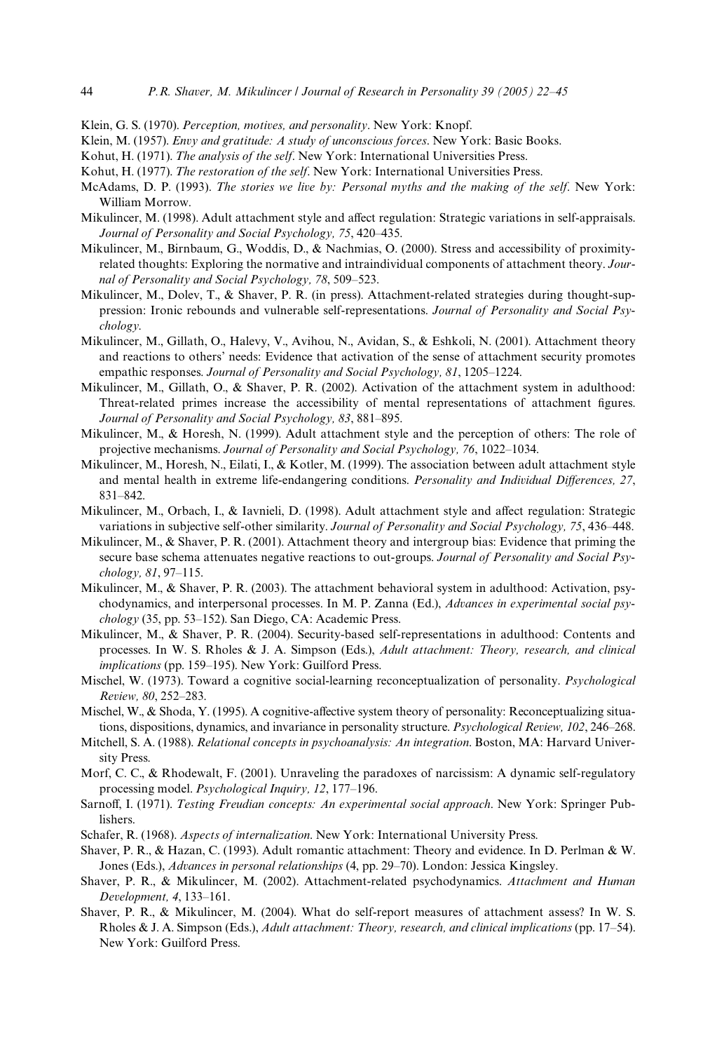Klein, G. S. (1970). *Perception, motives, and personality*. New York: Knopf.

Klein, M. (1957). *Envy and gratitude: A study of unconscious forces*. New York: Basic Books.

Kohut, H. (1971). *The analysis of the self*. New York: International Universities Press.

Kohut, H. (1977). *The restoration of the self*. New York: International Universities Press.

McAdams, D. P. (1993). *The stories we live by: Personal myths and the making of the self*. New York: William Morrow.

Mikulincer, M. (1998). Adult attachment style and affect regulation: Strategic variations in self-appraisals. *Journal of Personality and Social Psychology, 75*, 420–435.

Mikulincer, M., Birnbaum, G., Woddis, D., & Nachmias, O. (2000). Stress and accessibility of proximity-related thoughts: Exploring the normative and intraindividual components of attachment theory. *Journal of Personality and Social Psychology, 78*, 509–523.

Mikulincer, M., Dolev, T., & Shaver, P. R. (in press). Attachment-related strategies during thought-suppression: Ironic rebounds and vulnerable self-representations. *Journal of Personality and Social Psychology*.

Mikulincer, M., Gillath, O., Halevy, V., Avihou, N., Avidan, S., & Eshkoli, N. (2001). Attachment theory and reactions to others' needs: Evidence that activation of the sense of attachment security promotes empathic responses. *Journal of Personality and Social Psychology, 81*, 1205–1224.

Mikulincer, M., Gillath, O., & Shaver, P. R. (2002). Activation of the attachment system in adulthood: Threat-related primes increase the accessibility of mental representations of attachment figures. *Journal of Personality and Social Psychology, 83*, 881–895.

Mikulincer, M., & Horesh, N. (1999). Adult attachment style and the perception of others: The role of projective mechanisms. *Journal of Personality and Social Psychology, 76*, 1022–1034.

Mikulincer, M., Horesh, N., Eilati, I., & Kotler, M. (1999). The association between adult attachment style and mental health in extreme life-endangering conditions. *Personality and Individual Differences, 27*, 831–842.

Mikulincer, M., Orbach, I., & Iavnieli, D. (1998). Adult attachment style and affect regulation: Strategic variations in subjective self-other similarity. *Journal of Personality and Social Psychology, 75*, 436–448.

Mikulincer, M., & Shaver, P. R. (2001). Attachment theory and intergroup bias: Evidence that priming the secure base schema attenuates negative reactions to out-groups. *Journal of Personality and Social Psychology, 81*, 97–115.

Mikulincer, M., & Shaver, P. R. (2003). The attachment behavioral system in adulthood: Activation, psychodynamics, and interpersonal processes. In M. P. Zanna (Ed.), *Advances in experimental social psychology* (35, pp. 53–152). San Diego, CA: Academic Press.

Mikulincer, M., & Shaver, P. R. (2004). Security-based self-representations in adulthood: Contents and processes. In W. S. Rholes & J. A. Simpson (Eds.), *Adult attachment: Theory, research, and clinical implications* (pp. 159–195). New York: Guilford Press.

Mischel, W. (1973). Toward a cognitive social-learning reconceptualization of personality. *Psychological Review, 80*, 252–283.

Mischel, W., & Shoda, Y. (1995). A cognitive-affective system theory of personality: Reconceptualizing situations, dispositions, dynamics, and invariance in personality structure. *Psychological Review, 102*, 246–268.

Mitchell, S. A. (1988). *Relational concepts in psychoanalysis: An integration*. Boston, MA: Harvard University Press.

Morf, C. C., & Rhodewalt, F. (2001). Unraveling the paradoxes of narcissism: A dynamic self-regulatory processing model. *Psychological Inquiry, 12*, 177–196.

Sarnoff, I. (1971). *Testing Freudian concepts: An experimental social approach*. New York: Springer Publishers.

Schafer, R. (1968). *Aspects of internalization*. New York: International University Press.

Shaver, P. R., & Hazan, C. (1993). Adult romantic attachment: Theory and evidence. In D. Perlman & W. Jones (Eds.), *Advances in personal relationships* (4, pp. 29–70). London: Jessica Kingsley.

Shaver, P. R., & Mikulincer, M. (2002). Attachment-related psychodynamics. *Attachment and Human Development, 4*, 133–161.

Shaver, P. R., & Mikulincer, M. (2004). What do self-report measures of attachment assess? In W. S. Rholes & J. A. Simpson (Eds.), *Adult attachment: Theory, research, and clinical implications* (pp. 17–54). New York: Guilford Press.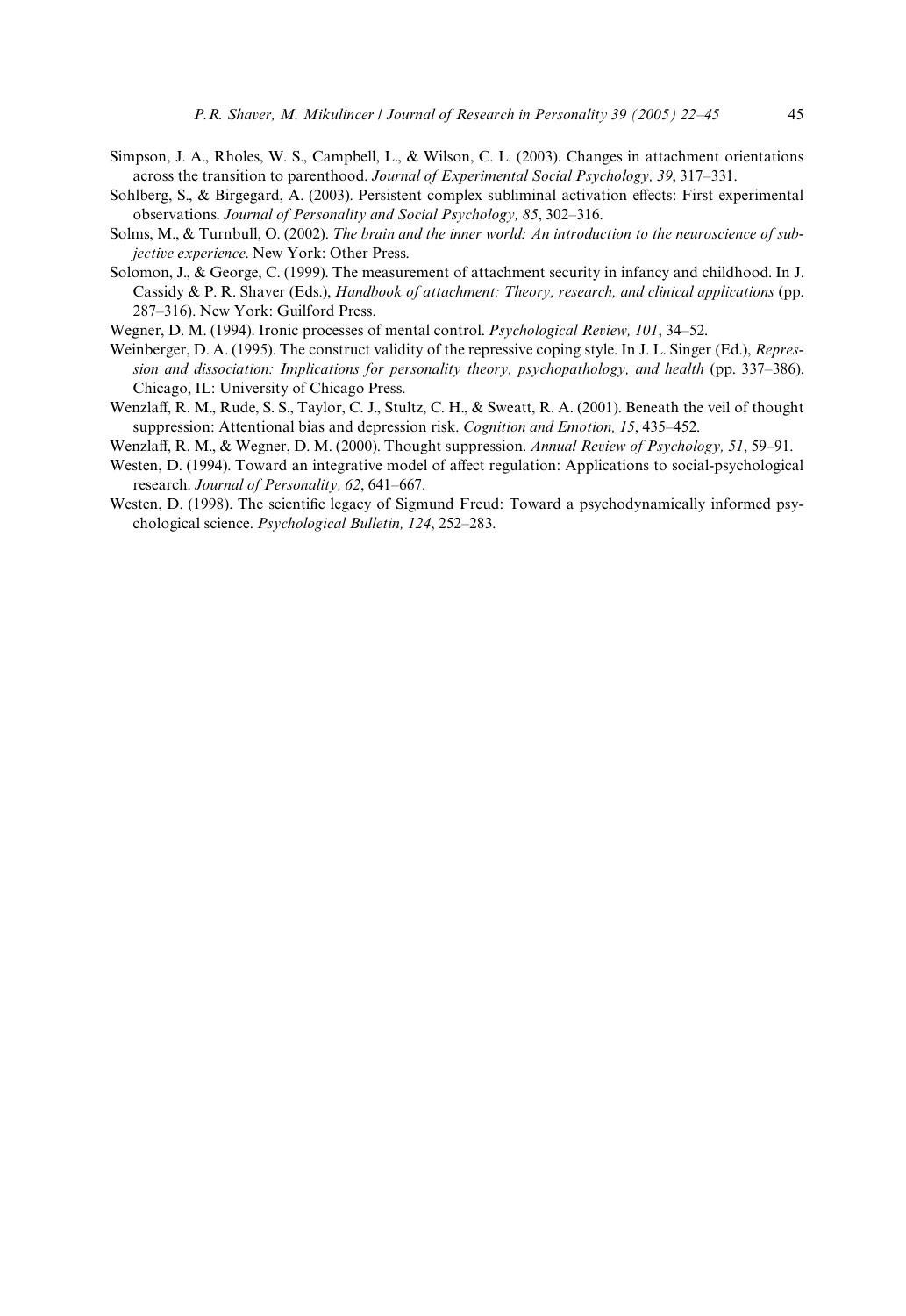Simpson, J. A., Rholes, W. S., Campbell, L., & Wilson, C. L. (2003). Changes in attachment orientations across the transition to parenthood. *Journal of Experimental Social Psychology, 39*, 317–331.

Sohlberg, S., & Birgegard, A. (2003). Persistent complex subliminal activation effects: First experimental observations. *Journal of Personality and Social Psychology, 85*, 302–316.

Solms, M., & Turnbull, O. (2002). *The brain and the inner world: An introduction to the neuroscience of subjective experience*. New York: Other Press.

Solomon, J., & George, C. (1999). The measurement of attachment security in infancy and childhood. In J. Cassidy & P. R. Shaver (Eds.), *Handbook of attachment: Theory, research, and clinical applications* (pp. 287–316). New York: Guilford Press.

Wegner, D. M. (1994). Ironic processes of mental control. *Psychological Review, 101*, 34–52.

Weinberger, D. A. (1995). The construct validity of the repressive coping style. In J. L. Singer (Ed.), *Repression and dissociation: Implications for personality theory, psychopathology, and health* (pp. 337–386). Chicago, IL: University of Chicago Press.

Wenzlaff, R. M., Rude, S. S., Taylor, C. J., Stultz, C. H., & Sweatt, R. A. (2001). Beneath the veil of thought suppression: Attentional bias and depression risk. *Cognition and Emotion, 15*, 435–452.

Wenzlaff, R. M., & Wegner, D. M. (2000). Thought suppression. *Annual Review of Psychology, 51*, 59–91.

Westen, D. (1994). Toward an integrative model of affect regulation: Applications to social-psychological research. *Journal of Personality, 62*, 641–667.

Westen, D. (1998). The scientific legacy of Sigmund Freud: Toward a psychodynamically informed psychological science. *Psychological Bulletin, 124*, 252–283.